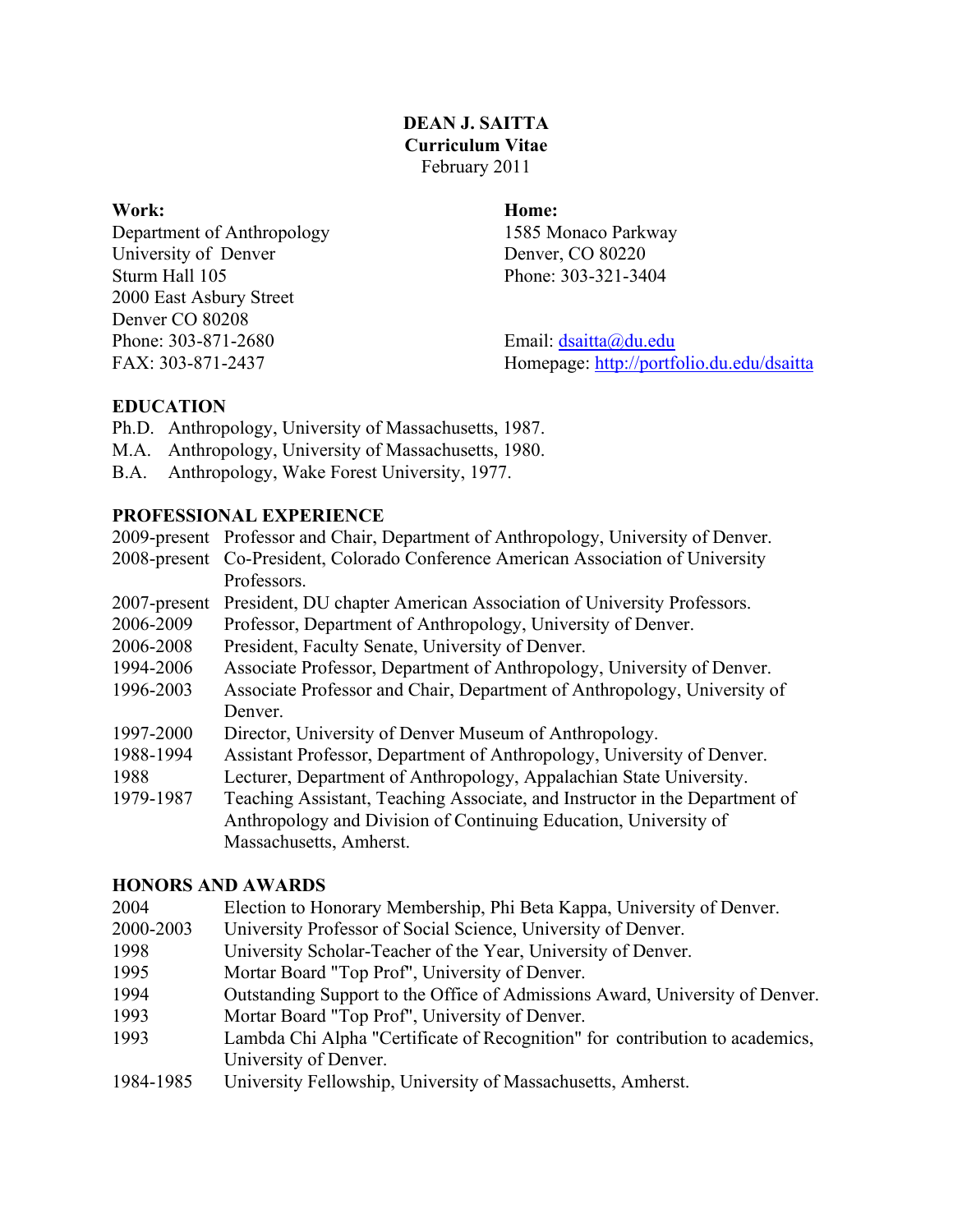# DEAN J. SAITTA
**Curriculum Vitae**
February 2011

**Work:**
Department of Anthropology
University of Denver
Sturm Hall 105
2000 East Asbury Street
Denver CO 80208
Phone: 303-871-2680
FAX: 303-871-2437

**Home:**
1585 Monaco Parkway
Denver, CO 80220
Phone: 303-321-3404

Email: dsaitta@du.edu
Homepage: http://portfolio.du.edu/dsaitta

## EDUCATION

Ph.D. Anthropology, University of Massachusetts, 1987.
M.A. Anthropology, University of Massachusetts, 1980.
B.A. Anthropology, Wake Forest University, 1977.

## PROFESSIONAL EXPERIENCE

| | |
|---|---|
| 2009-present | Professor and Chair, Department of Anthropology, University of Denver. |
| 2008-present | Co-President, Colorado Conference American Association of University Professors. |
| 2007-present | President, DU chapter American Association of University Professors. |
| 2006-2009 | Professor, Department of Anthropology, University of Denver. |
| 2006-2008 | President, Faculty Senate, University of Denver. |
| 1994-2006 | Associate Professor, Department of Anthropology, University of Denver. |
| 1996-2003 | Associate Professor and Chair, Department of Anthropology, University of Denver. |
| 1997-2000 | Director, University of Denver Museum of Anthropology. |
| 1988-1994 | Assistant Professor, Department of Anthropology, University of Denver. |
| 1988 | Lecturer, Department of Anthropology, Appalachian State University. |
| 1979-1987 | Teaching Assistant, Teaching Associate, and Instructor in the Department of Anthropology and Division of Continuing Education, University of Massachusetts, Amherst. |

## HONORS AND AWARDS

| | |
|---|---|
| 2004 | Election to Honorary Membership, Phi Beta Kappa, University of Denver. |
| 2000-2003 | University Professor of Social Science, University of Denver. |
| 1998 | University Scholar-Teacher of the Year, University of Denver. |
| 1995 | Mortar Board "Top Prof", University of Denver. |
| 1994 | Outstanding Support to the Office of Admissions Award, University of Denver. |
| 1993 | Mortar Board "Top Prof", University of Denver. |
| 1993 | Lambda Chi Alpha "Certificate of Recognition" for contribution to academics, University of Denver. |
| 1984-1985 | University Fellowship, University of Massachusetts, Amherst. |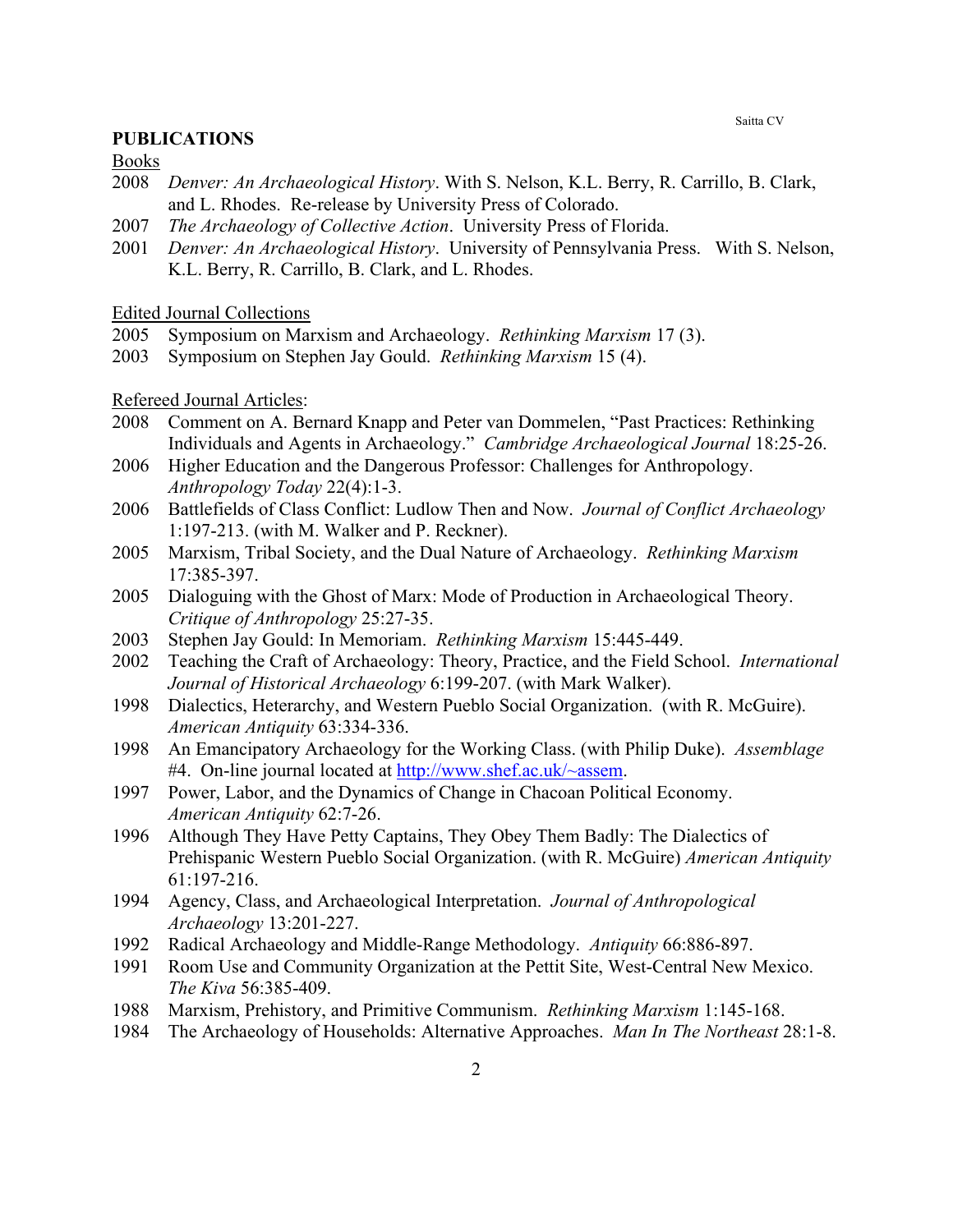## PUBLICATIONS

Books

2008 *Denver: An Archaeological History*. With S. Nelson, K.L. Berry, R. Carrillo, B. Clark, and L. Rhodes. Re-release by University Press of Colorado.

2007 *The Archaeology of Collective Action*. University Press of Florida.

2001 *Denver: An Archaeological History*. University of Pennsylvania Press. With S. Nelson, K.L. Berry, R. Carrillo, B. Clark, and L. Rhodes.

Edited Journal Collections

2005 Symposium on Marxism and Archaeology. *Rethinking Marxism* 17 (3).

2003 Symposium on Stephen Jay Gould. *Rethinking Marxism* 15 (4).

Refereed Journal Articles:

2008 Comment on A. Bernard Knapp and Peter van Dommelen, "Past Practices: Rethinking Individuals and Agents in Archaeology." *Cambridge Archaeological Journal* 18:25-26.

2006 Higher Education and the Dangerous Professor: Challenges for Anthropology. *Anthropology Today* 22(4):1-3.

2006 Battlefields of Class Conflict: Ludlow Then and Now. *Journal of Conflict Archaeology* 1:197-213. (with M. Walker and P. Reckner).

2005 Marxism, Tribal Society, and the Dual Nature of Archaeology. *Rethinking Marxism* 17:385-397.

2005 Dialoguing with the Ghost of Marx: Mode of Production in Archaeological Theory. *Critique of Anthropology* 25:27-35.

2003 Stephen Jay Gould: In Memoriam. *Rethinking Marxism* 15:445-449.

2002 Teaching the Craft of Archaeology: Theory, Practice, and the Field School. *International Journal of Historical Archaeology* 6:199-207. (with Mark Walker).

1998 Dialectics, Heterarchy, and Western Pueblo Social Organization. (with R. McGuire). *American Antiquity* 63:334-336.

1998 An Emancipatory Archaeology for the Working Class. (with Philip Duke). *Assemblage* #4. On-line journal located at http://www.shef.ac.uk/~assem.

1997 Power, Labor, and the Dynamics of Change in Chacoan Political Economy. *American Antiquity* 62:7-26.

1996 Although They Have Petty Captains, They Obey Them Badly: The Dialectics of Prehispanic Western Pueblo Social Organization. (with R. McGuire) *American Antiquity* 61:197-216.

1994 Agency, Class, and Archaeological Interpretation. *Journal of Anthropological Archaeology* 13:201-227.

1992 Radical Archaeology and Middle-Range Methodology. *Antiquity* 66:886-897.

1991 Room Use and Community Organization at the Pettit Site, West-Central New Mexico. *The Kiva* 56:385-409.

1988 Marxism, Prehistory, and Primitive Communism. *Rethinking Marxism* 1:145-168.

1984 The Archaeology of Households: Alternative Approaches. *Man In The Northeast* 28:1-8.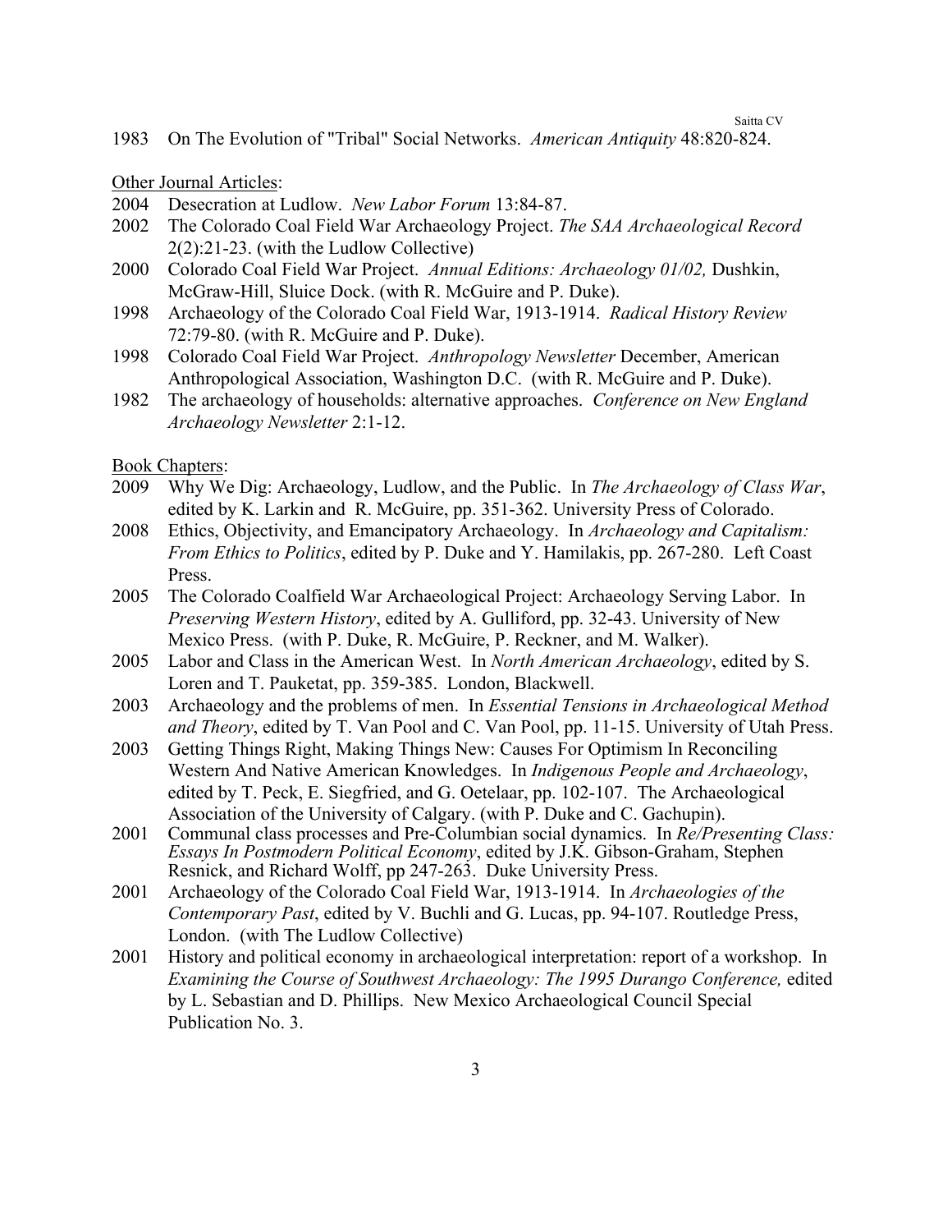1983 On The Evolution of "Tribal" Social Networks. *American Antiquity* 48:820-824.

Other Journal Articles:

2004 Desecration at Ludlow. *New Labor Forum* 13:84-87.

2002 The Colorado Coal Field War Archaeology Project. *The SAA Archaeological Record* 2(2):21-23. (with the Ludlow Collective)

2000 Colorado Coal Field War Project. *Annual Editions: Archaeology 01/02,* Dushkin, McGraw-Hill, Sluice Dock. (with R. McGuire and P. Duke).

1998 Archaeology of the Colorado Coal Field War, 1913-1914. *Radical History Review* 72:79-80. (with R. McGuire and P. Duke).

1998 Colorado Coal Field War Project. *Anthropology Newsletter* December, American Anthropological Association, Washington D.C. (with R. McGuire and P. Duke).

1982 The archaeology of households: alternative approaches. *Conference on New England Archaeology Newsletter* 2:1-12.

Book Chapters:

2009 Why We Dig: Archaeology, Ludlow, and the Public. In *The Archaeology of Class War*, edited by K. Larkin and R. McGuire, pp. 351-362. University Press of Colorado.

2008 Ethics, Objectivity, and Emancipatory Archaeology. In *Archaeology and Capitalism: From Ethics to Politics*, edited by P. Duke and Y. Hamilakis, pp. 267-280. Left Coast Press.

2005 The Colorado Coalfield War Archaeological Project: Archaeology Serving Labor. In *Preserving Western History*, edited by A. Gulliford, pp. 32-43. University of New Mexico Press. (with P. Duke, R. McGuire, P. Reckner, and M. Walker).

2005 Labor and Class in the American West. In *North American Archaeology*, edited by S. Loren and T. Pauketat, pp. 359-385. London, Blackwell.

2003 Archaeology and the problems of men. In *Essential Tensions in Archaeological Method and Theory*, edited by T. Van Pool and C. Van Pool, pp. 11-15. University of Utah Press.

2003 Getting Things Right, Making Things New: Causes For Optimism In Reconciling Western And Native American Knowledges. In *Indigenous People and Archaeology*, edited by T. Peck, E. Siegfried, and G. Oetelaar, pp. 102-107. The Archaeological Association of the University of Calgary. (with P. Duke and C. Gachupin).

2001 Communal class processes and Pre-Columbian social dynamics. In *Re/Presenting Class: Essays In Postmodern Political Economy*, edited by J.K. Gibson-Graham, Stephen Resnick, and Richard Wolff, pp 247-263. Duke University Press.

2001 Archaeology of the Colorado Coal Field War, 1913-1914. In *Archaeologies of the Contemporary Past*, edited by V. Buchli and G. Lucas, pp. 94-107. Routledge Press, London. (with The Ludlow Collective)

2001 History and political economy in archaeological interpretation: report of a workshop. In *Examining the Course of Southwest Archaeology: The 1995 Durango Conference,* edited by L. Sebastian and D. Phillips. New Mexico Archaeological Council Special Publication No. 3.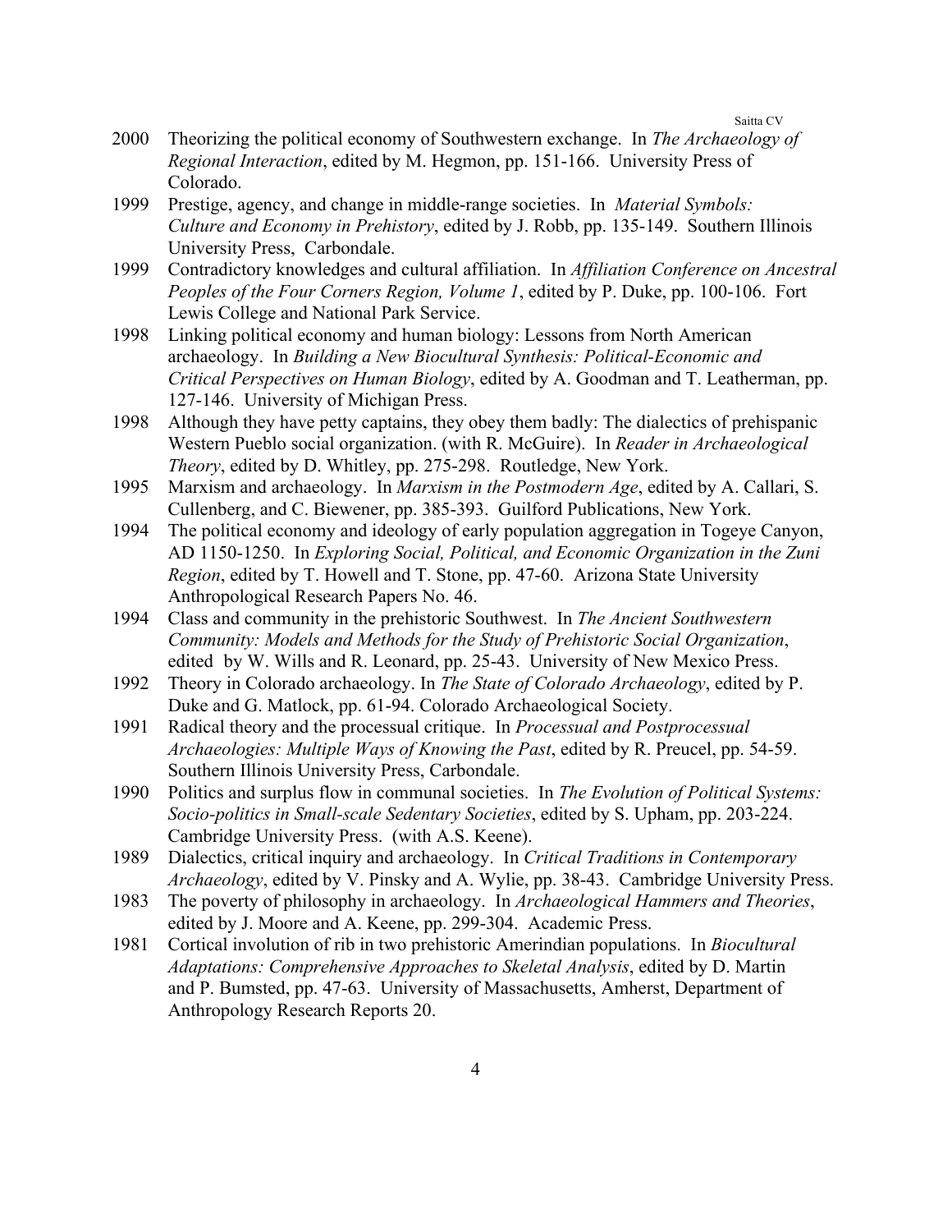2000 Theorizing the political economy of Southwestern exchange. In *The Archaeology of Regional Interaction*, edited by M. Hegmon, pp. 151-166. University Press of Colorado.

1999 Prestige, agency, and change in middle-range societies. In *Material Symbols: Culture and Economy in Prehistory*, edited by J. Robb, pp. 135-149. Southern Illinois University Press, Carbondale.

1999 Contradictory knowledges and cultural affiliation. In *Affiliation Conference on Ancestral Peoples of the Four Corners Region, Volume 1*, edited by P. Duke, pp. 100-106. Fort Lewis College and National Park Service.

1998 Linking political economy and human biology: Lessons from North American archaeology. In *Building a New Biocultural Synthesis: Political-Economic and Critical Perspectives on Human Biology*, edited by A. Goodman and T. Leatherman, pp. 127-146. University of Michigan Press.

1998 Although they have petty captains, they obey them badly: The dialectics of prehispanic Western Pueblo social organization. (with R. McGuire). In *Reader in Archaeological Theory*, edited by D. Whitley, pp. 275-298. Routledge, New York.

1995 Marxism and archaeology. In *Marxism in the Postmodern Age*, edited by A. Callari, S. Cullenberg, and C. Biewener, pp. 385-393. Guilford Publications, New York.

1994 The political economy and ideology of early population aggregation in Togeye Canyon, AD 1150-1250. In *Exploring Social, Political, and Economic Organization in the Zuni Region*, edited by T. Howell and T. Stone, pp. 47-60. Arizona State University Anthropological Research Papers No. 46.

1994 Class and community in the prehistoric Southwest. In *The Ancient Southwestern Community: Models and Methods for the Study of Prehistoric Social Organization*, edited by W. Wills and R. Leonard, pp. 25-43. University of New Mexico Press.

1992 Theory in Colorado archaeology. In *The State of Colorado Archaeology*, edited by P. Duke and G. Matlock, pp. 61-94. Colorado Archaeological Society.

1991 Radical theory and the processual critique. In *Processual and Postprocessual Archaeologies: Multiple Ways of Knowing the Past*, edited by R. Preucel, pp. 54-59. Southern Illinois University Press, Carbondale.

1990 Politics and surplus flow in communal societies. In *The Evolution of Political Systems: Socio-politics in Small-scale Sedentary Societies*, edited by S. Upham, pp. 203-224. Cambridge University Press. (with A.S. Keene).

1989 Dialectics, critical inquiry and archaeology. In *Critical Traditions in Contemporary Archaeology*, edited by V. Pinsky and A. Wylie, pp. 38-43. Cambridge University Press.

1983 The poverty of philosophy in archaeology. In *Archaeological Hammers and Theories*, edited by J. Moore and A. Keene, pp. 299-304. Academic Press.

1981 Cortical involution of rib in two prehistoric Amerindian populations. In *Biocultural Adaptations: Comprehensive Approaches to Skeletal Analysis*, edited by D. Martin and P. Bumsted, pp. 47-63. University of Massachusetts, Amherst, Department of Anthropology Research Reports 20.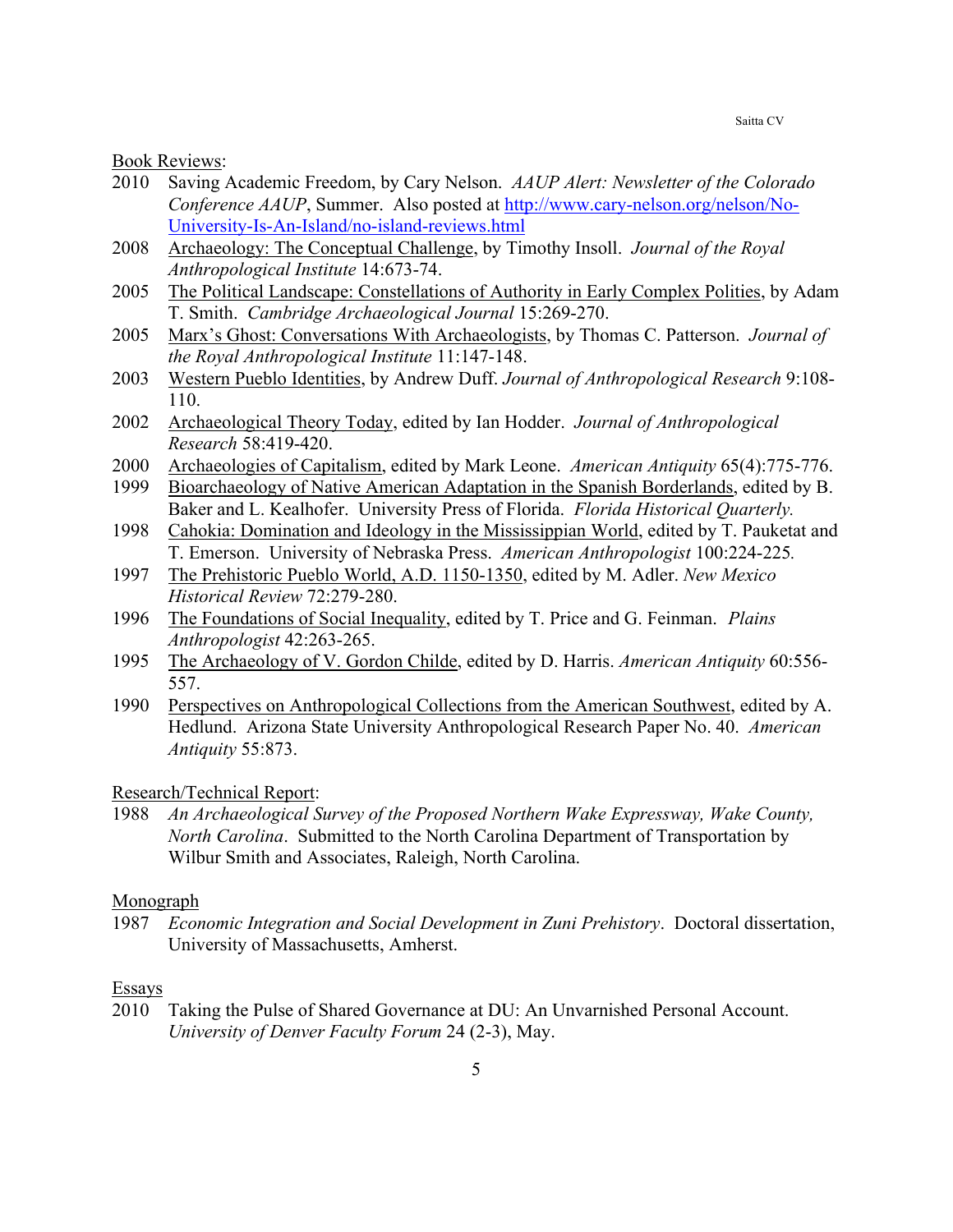Book Reviews:

2010 Saving Academic Freedom, by Cary Nelson. *AAUP Alert: Newsletter of the Colorado Conference AAUP*, Summer. Also posted at http://www.cary-nelson.org/nelson/No-University-Is-An-Island/no-island-reviews.html

2008 Archaeology: The Conceptual Challenge, by Timothy Insoll. *Journal of the Royal Anthropological Institute* 14:673-74.

2005 The Political Landscape: Constellations of Authority in Early Complex Polities, by Adam T. Smith. *Cambridge Archaeological Journal* 15:269-270.

2005 Marx's Ghost: Conversations With Archaeologists, by Thomas C. Patterson. *Journal of the Royal Anthropological Institute* 11:147-148.

2003 Western Pueblo Identities, by Andrew Duff. *Journal of Anthropological Research* 9:108-110.

2002 Archaeological Theory Today, edited by Ian Hodder. *Journal of Anthropological Research* 58:419-420.

2000 Archaeologies of Capitalism, edited by Mark Leone. *American Antiquity* 65(4):775-776.

1999 Bioarchaeology of Native American Adaptation in the Spanish Borderlands, edited by B. Baker and L. Kealhofer. University Press of Florida. *Florida Historical Quarterly.*

1998 Cahokia: Domination and Ideology in the Mississippian World, edited by T. Pauketat and T. Emerson. University of Nebraska Press. *American Anthropologist* 100:224-225*.*

1997 The Prehistoric Pueblo World, A.D. 1150-1350, edited by M. Adler. *New Mexico Historical Review* 72:279-280.

1996 The Foundations of Social Inequality, edited by T. Price and G. Feinman. *Plains Anthropologist* 42:263-265.

1995 The Archaeology of V. Gordon Childe, edited by D. Harris. *American Antiquity* 60:556-557.

1990 Perspectives on Anthropological Collections from the American Southwest, edited by A. Hedlund. Arizona State University Anthropological Research Paper No. 40. *American Antiquity* 55:873.

Research/Technical Report:

1988 *An Archaeological Survey of the Proposed Northern Wake Expressway, Wake County, North Carolina*. Submitted to the North Carolina Department of Transportation by Wilbur Smith and Associates, Raleigh, North Carolina.

Monograph

1987 *Economic Integration and Social Development in Zuni Prehistory*. Doctoral dissertation, University of Massachusetts, Amherst.

Essays

2010 Taking the Pulse of Shared Governance at DU: An Unvarnished Personal Account. *University of Denver Faculty Forum* 24 (2-3), May.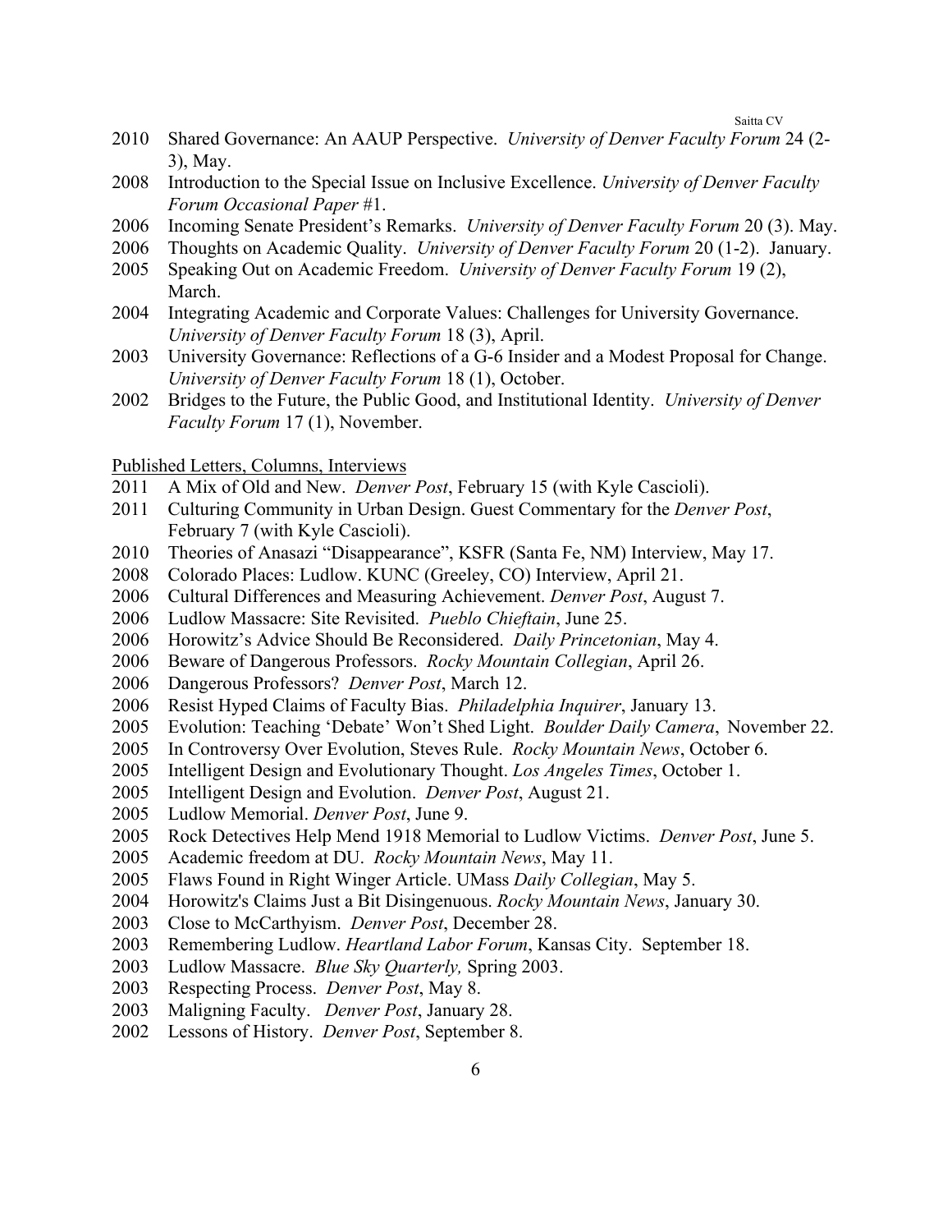2010 Shared Governance: An AAUP Perspective. *University of Denver Faculty Forum* 24 (2-3), May.

2008 Introduction to the Special Issue on Inclusive Excellence. *University of Denver Faculty Forum Occasional Paper* #1.

2006 Incoming Senate President's Remarks. *University of Denver Faculty Forum* 20 (3). May.

2006 Thoughts on Academic Quality. *University of Denver Faculty Forum* 20 (1-2). January.

2005 Speaking Out on Academic Freedom. *University of Denver Faculty Forum* 19 (2), March.

2004 Integrating Academic and Corporate Values: Challenges for University Governance. *University of Denver Faculty Forum* 18 (3), April.

2003 University Governance: Reflections of a G-6 Insider and a Modest Proposal for Change. *University of Denver Faculty Forum* 18 (1), October.

2002 Bridges to the Future, the Public Good, and Institutional Identity. *University of Denver Faculty Forum* 17 (1), November.

Published Letters, Columns, Interviews

2011 A Mix of Old and New. *Denver Post*, February 15 (with Kyle Cascioli).

2011 Culturing Community in Urban Design. Guest Commentary for the *Denver Post*, February 7 (with Kyle Cascioli).

2010 Theories of Anasazi "Disappearance", KSFR (Santa Fe, NM) Interview, May 17.

2008 Colorado Places: Ludlow. KUNC (Greeley, CO) Interview, April 21.

2006 Cultural Differences and Measuring Achievement. *Denver Post*, August 7.

2006 Ludlow Massacre: Site Revisited. *Pueblo Chieftain*, June 25.

2006 Horowitz's Advice Should Be Reconsidered. *Daily Princetonian*, May 4.

2006 Beware of Dangerous Professors. *Rocky Mountain Collegian*, April 26.

2006 Dangerous Professors? *Denver Post*, March 12.

2006 Resist Hyped Claims of Faculty Bias. *Philadelphia Inquirer*, January 13.

2005 Evolution: Teaching 'Debate' Won't Shed Light. *Boulder Daily Camera*, November 22.

2005 In Controversy Over Evolution, Steves Rule. *Rocky Mountain News*, October 6.

2005 Intelligent Design and Evolutionary Thought. *Los Angeles Times*, October 1.

2005 Intelligent Design and Evolution. *Denver Post*, August 21.

2005 Ludlow Memorial. *Denver Post*, June 9.

2005 Rock Detectives Help Mend 1918 Memorial to Ludlow Victims. *Denver Post*, June 5.

2005 Academic freedom at DU. *Rocky Mountain News*, May 11.

2005 Flaws Found in Right Winger Article. UMass *Daily Collegian*, May 5.

2004 Horowitz's Claims Just a Bit Disingenuous. *Rocky Mountain News*, January 30.

2003 Close to McCarthyism. *Denver Post*, December 28.

2003 Remembering Ludlow. *Heartland Labor Forum*, Kansas City. September 18.

2003 Ludlow Massacre. *Blue Sky Quarterly,* Spring 2003.

2003 Respecting Process. *Denver Post*, May 8.

2003 Maligning Faculty. *Denver Post*, January 28.

2002 Lessons of History. *Denver Post*, September 8.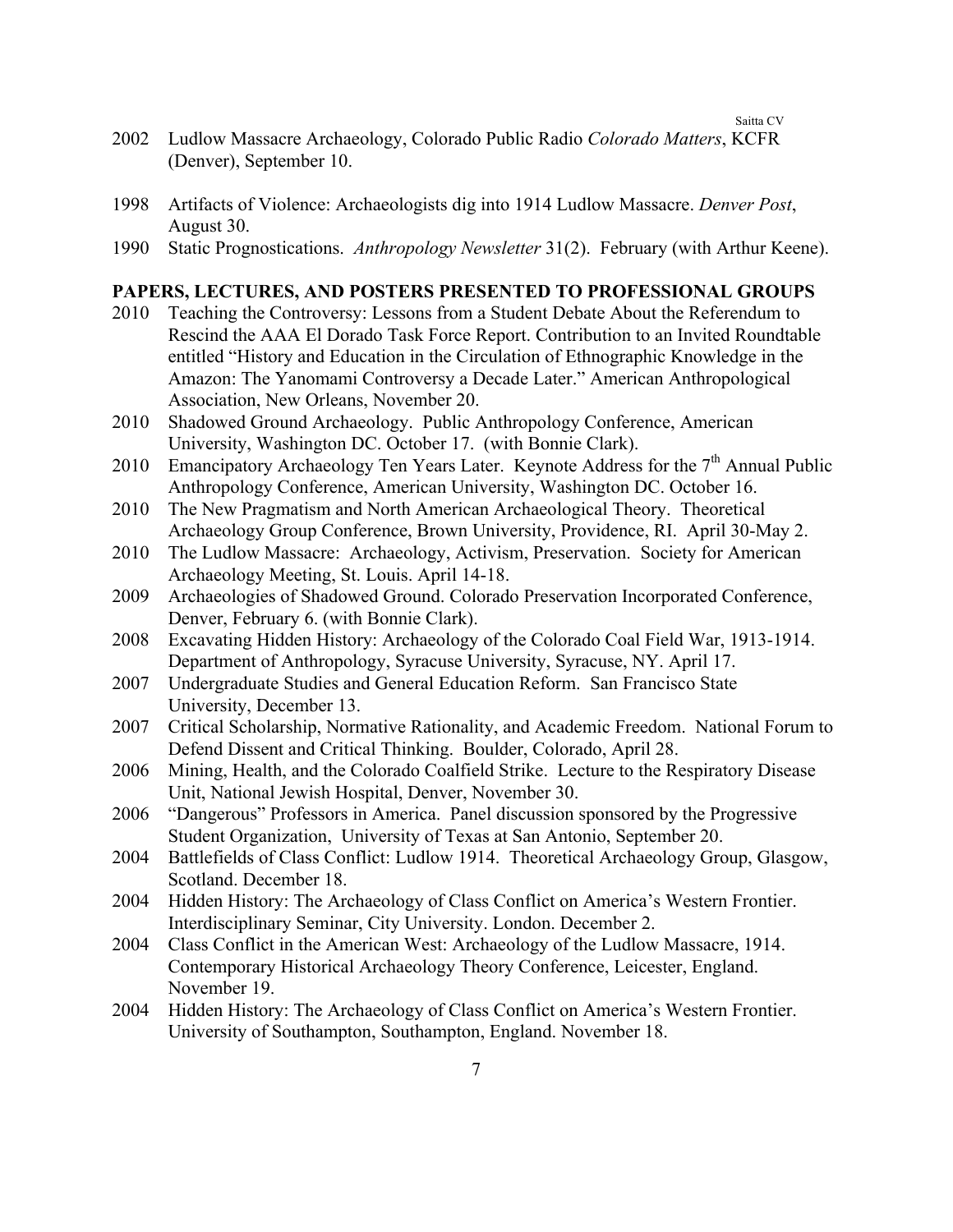2002 Ludlow Massacre Archaeology, Colorado Public Radio *Colorado Matters*, KCFR (Denver), September 10.

1998 Artifacts of Violence: Archaeologists dig into 1914 Ludlow Massacre. *Denver Post*, August 30.

1990 Static Prognostications. *Anthropology Newsletter* 31(2). February (with Arthur Keene).

## PAPERS, LECTURES, AND POSTERS PRESENTED TO PROFESSIONAL GROUPS

2010 Teaching the Controversy: Lessons from a Student Debate About the Referendum to Rescind the AAA El Dorado Task Force Report. Contribution to an Invited Roundtable entitled "History and Education in the Circulation of Ethnographic Knowledge in the Amazon: The Yanomami Controversy a Decade Later." American Anthropological Association, New Orleans, November 20.

2010 Shadowed Ground Archaeology. Public Anthropology Conference, American University, Washington DC. October 17. (with Bonnie Clark).

2010 Emancipatory Archaeology Ten Years Later. Keynote Address for the 7th Annual Public Anthropology Conference, American University, Washington DC. October 16.

2010 The New Pragmatism and North American Archaeological Theory. Theoretical Archaeology Group Conference, Brown University, Providence, RI. April 30-May 2.

2010 The Ludlow Massacre: Archaeology, Activism, Preservation. Society for American Archaeology Meeting, St. Louis. April 14-18.

2009 Archaeologies of Shadowed Ground. Colorado Preservation Incorporated Conference, Denver, February 6. (with Bonnie Clark).

2008 Excavating Hidden History: Archaeology of the Colorado Coal Field War, 1913-1914. Department of Anthropology, Syracuse University, Syracuse, NY. April 17.

2007 Undergraduate Studies and General Education Reform. San Francisco State University, December 13.

2007 Critical Scholarship, Normative Rationality, and Academic Freedom. National Forum to Defend Dissent and Critical Thinking. Boulder, Colorado, April 28.

2006 Mining, Health, and the Colorado Coalfield Strike. Lecture to the Respiratory Disease Unit, National Jewish Hospital, Denver, November 30.

2006 "Dangerous" Professors in America. Panel discussion sponsored by the Progressive Student Organization, University of Texas at San Antonio, September 20.

2004 Battlefields of Class Conflict: Ludlow 1914. Theoretical Archaeology Group, Glasgow, Scotland. December 18.

2004 Hidden History: The Archaeology of Class Conflict on America's Western Frontier. Interdisciplinary Seminar, City University. London. December 2.

2004 Class Conflict in the American West: Archaeology of the Ludlow Massacre, 1914. Contemporary Historical Archaeology Theory Conference, Leicester, England. November 19.

2004 Hidden History: The Archaeology of Class Conflict on America's Western Frontier. University of Southampton, Southampton, England. November 18.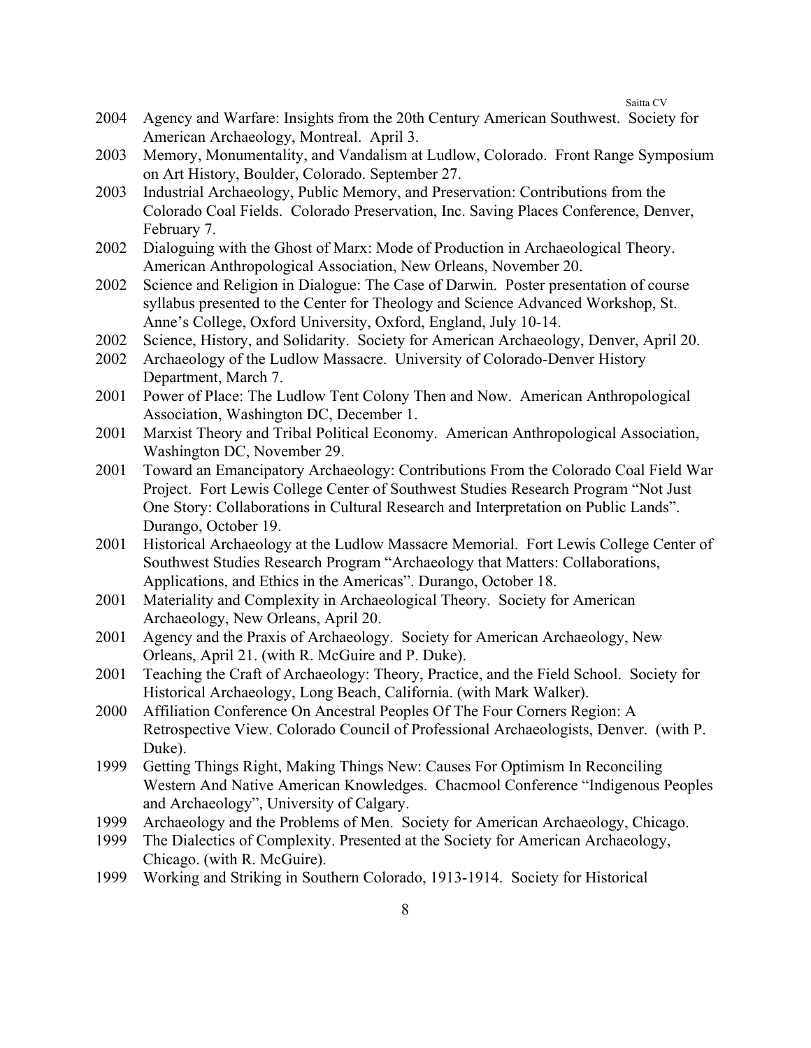2004 Agency and Warfare: Insights from the 20th Century American Southwest. Society for American Archaeology, Montreal. April 3.

2003 Memory, Monumentality, and Vandalism at Ludlow, Colorado. Front Range Symposium on Art History, Boulder, Colorado. September 27.

2003 Industrial Archaeology, Public Memory, and Preservation: Contributions from the Colorado Coal Fields. Colorado Preservation, Inc. Saving Places Conference, Denver, February 7.

2002 Dialoguing with the Ghost of Marx: Mode of Production in Archaeological Theory. American Anthropological Association, New Orleans, November 20.

2002 Science and Religion in Dialogue: The Case of Darwin. Poster presentation of course syllabus presented to the Center for Theology and Science Advanced Workshop, St. Anne's College, Oxford University, Oxford, England, July 10-14.

2002 Science, History, and Solidarity. Society for American Archaeology, Denver, April 20.

2002 Archaeology of the Ludlow Massacre. University of Colorado-Denver History Department, March 7.

2001 Power of Place: The Ludlow Tent Colony Then and Now. American Anthropological Association, Washington DC, December 1.

2001 Marxist Theory and Tribal Political Economy. American Anthropological Association, Washington DC, November 29.

2001 Toward an Emancipatory Archaeology: Contributions From the Colorado Coal Field War Project. Fort Lewis College Center of Southwest Studies Research Program "Not Just One Story: Collaborations in Cultural Research and Interpretation on Public Lands". Durango, October 19.

2001 Historical Archaeology at the Ludlow Massacre Memorial. Fort Lewis College Center of Southwest Studies Research Program "Archaeology that Matters: Collaborations, Applications, and Ethics in the Americas". Durango, October 18.

2001 Materiality and Complexity in Archaeological Theory. Society for American Archaeology, New Orleans, April 20.

2001 Agency and the Praxis of Archaeology. Society for American Archaeology, New Orleans, April 21. (with R. McGuire and P. Duke).

2001 Teaching the Craft of Archaeology: Theory, Practice, and the Field School. Society for Historical Archaeology, Long Beach, California. (with Mark Walker).

2000 Affiliation Conference On Ancestral Peoples Of The Four Corners Region: A Retrospective View. Colorado Council of Professional Archaeologists, Denver. (with P. Duke).

1999 Getting Things Right, Making Things New: Causes For Optimism In Reconciling Western And Native American Knowledges. Chacmool Conference "Indigenous Peoples and Archaeology", University of Calgary.

1999 Archaeology and the Problems of Men. Society for American Archaeology, Chicago.

1999 The Dialectics of Complexity. Presented at the Society for American Archaeology, Chicago. (with R. McGuire).

1999 Working and Striking in Southern Colorado, 1913-1914. Society for Historical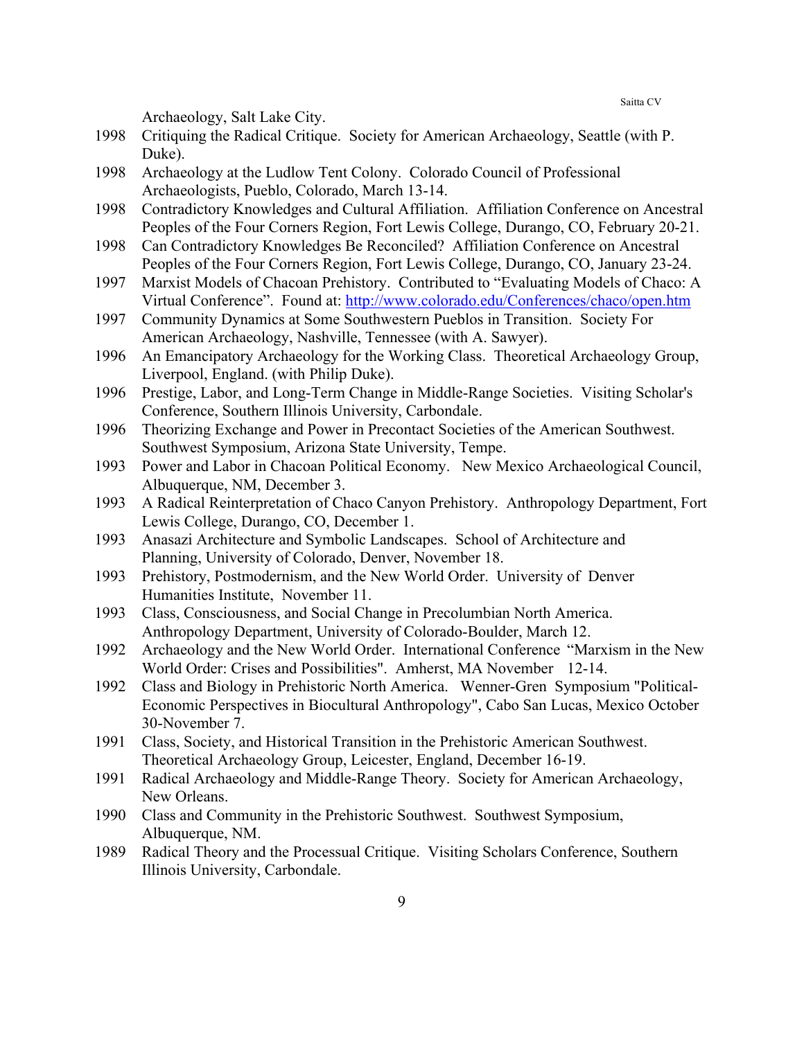Archaeology, Salt Lake City.

1998 Critiquing the Radical Critique. Society for American Archaeology, Seattle (with P. Duke).

1998 Archaeology at the Ludlow Tent Colony. Colorado Council of Professional Archaeologists, Pueblo, Colorado, March 13-14.

1998 Contradictory Knowledges and Cultural Affiliation. Affiliation Conference on Ancestral Peoples of the Four Corners Region, Fort Lewis College, Durango, CO, February 20-21.

1998 Can Contradictory Knowledges Be Reconciled? Affiliation Conference on Ancestral Peoples of the Four Corners Region, Fort Lewis College, Durango, CO, January 23-24.

1997 Marxist Models of Chacoan Prehistory. Contributed to "Evaluating Models of Chaco: A Virtual Conference". Found at: http://www.colorado.edu/Conferences/chaco/open.htm

1997 Community Dynamics at Some Southwestern Pueblos in Transition. Society For American Archaeology, Nashville, Tennessee (with A. Sawyer).

1996 An Emancipatory Archaeology for the Working Class. Theoretical Archaeology Group, Liverpool, England. (with Philip Duke).

1996 Prestige, Labor, and Long-Term Change in Middle-Range Societies. Visiting Scholar's Conference, Southern Illinois University, Carbondale.

1996 Theorizing Exchange and Power in Precontact Societies of the American Southwest. Southwest Symposium, Arizona State University, Tempe.

1993 Power and Labor in Chacoan Political Economy. New Mexico Archaeological Council, Albuquerque, NM, December 3.

1993 A Radical Reinterpretation of Chaco Canyon Prehistory. Anthropology Department, Fort Lewis College, Durango, CO, December 1.

1993 Anasazi Architecture and Symbolic Landscapes. School of Architecture and Planning, University of Colorado, Denver, November 18.

1993 Prehistory, Postmodernism, and the New World Order. University of Denver Humanities Institute, November 11.

1993 Class, Consciousness, and Social Change in Precolumbian North America. Anthropology Department, University of Colorado-Boulder, March 12.

1992 Archaeology and the New World Order. International Conference "Marxism in the New World Order: Crises and Possibilities". Amherst, MA November 12-14.

1992 Class and Biology in Prehistoric North America. Wenner-Gren Symposium "Political-Economic Perspectives in Biocultural Anthropology", Cabo San Lucas, Mexico October 30-November 7.

1991 Class, Society, and Historical Transition in the Prehistoric American Southwest. Theoretical Archaeology Group, Leicester, England, December 16-19.

1991 Radical Archaeology and Middle-Range Theory. Society for American Archaeology, New Orleans.

1990 Class and Community in the Prehistoric Southwest. Southwest Symposium, Albuquerque, NM.

1989 Radical Theory and the Processual Critique. Visiting Scholars Conference, Southern Illinois University, Carbondale.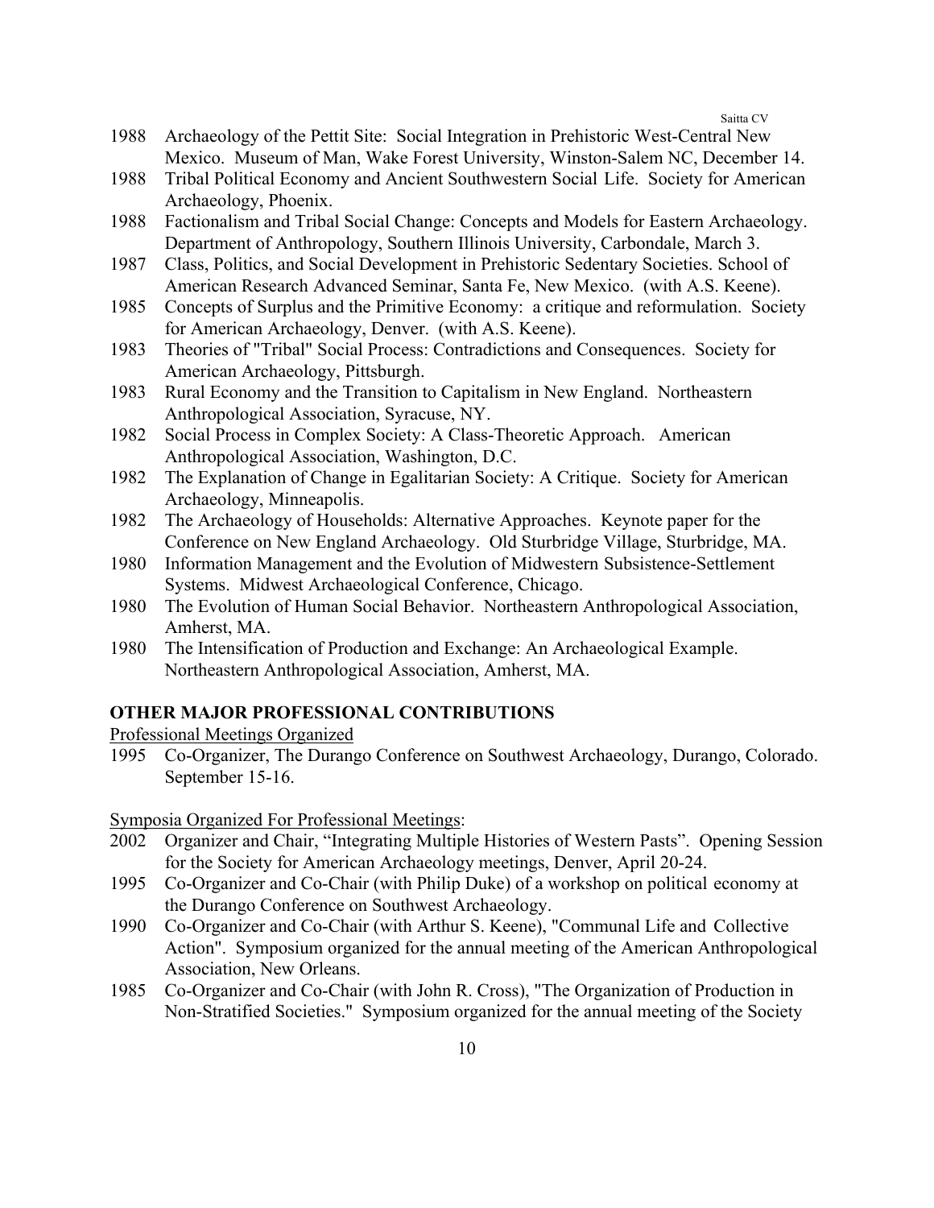1988 Archaeology of the Pettit Site: Social Integration in Prehistoric West-Central New Mexico. Museum of Man, Wake Forest University, Winston-Salem NC, December 14.

1988 Tribal Political Economy and Ancient Southwestern Social Life. Society for American Archaeology, Phoenix.

1988 Factionalism and Tribal Social Change: Concepts and Models for Eastern Archaeology. Department of Anthropology, Southern Illinois University, Carbondale, March 3.

1987 Class, Politics, and Social Development in Prehistoric Sedentary Societies. School of American Research Advanced Seminar, Santa Fe, New Mexico. (with A.S. Keene).

1985 Concepts of Surplus and the Primitive Economy: a critique and reformulation. Society for American Archaeology, Denver. (with A.S. Keene).

1983 Theories of "Tribal" Social Process: Contradictions and Consequences. Society for American Archaeology, Pittsburgh.

1983 Rural Economy and the Transition to Capitalism in New England. Northeastern Anthropological Association, Syracuse, NY.

1982 Social Process in Complex Society: A Class-Theoretic Approach. American Anthropological Association, Washington, D.C.

1982 The Explanation of Change in Egalitarian Society: A Critique. Society for American Archaeology, Minneapolis.

1982 The Archaeology of Households: Alternative Approaches. Keynote paper for the Conference on New England Archaeology. Old Sturbridge Village, Sturbridge, MA.

1980 Information Management and the Evolution of Midwestern Subsistence-Settlement Systems. Midwest Archaeological Conference, Chicago.

1980 The Evolution of Human Social Behavior. Northeastern Anthropological Association, Amherst, MA.

1980 The Intensification of Production and Exchange: An Archaeological Example. Northeastern Anthropological Association, Amherst, MA.

## OTHER MAJOR PROFESSIONAL CONTRIBUTIONS

Professional Meetings Organized

1995 Co-Organizer, The Durango Conference on Southwest Archaeology, Durango, Colorado. September 15-16.

Symposia Organized For Professional Meetings:

2002 Organizer and Chair, "Integrating Multiple Histories of Western Pasts". Opening Session for the Society for American Archaeology meetings, Denver, April 20-24.

1995 Co-Organizer and Co-Chair (with Philip Duke) of a workshop on political economy at the Durango Conference on Southwest Archaeology.

1990 Co-Organizer and Co-Chair (with Arthur S. Keene), "Communal Life and Collective Action". Symposium organized for the annual meeting of the American Anthropological Association, New Orleans.

1985 Co-Organizer and Co-Chair (with John R. Cross), "The Organization of Production in Non-Stratified Societies." Symposium organized for the annual meeting of the Society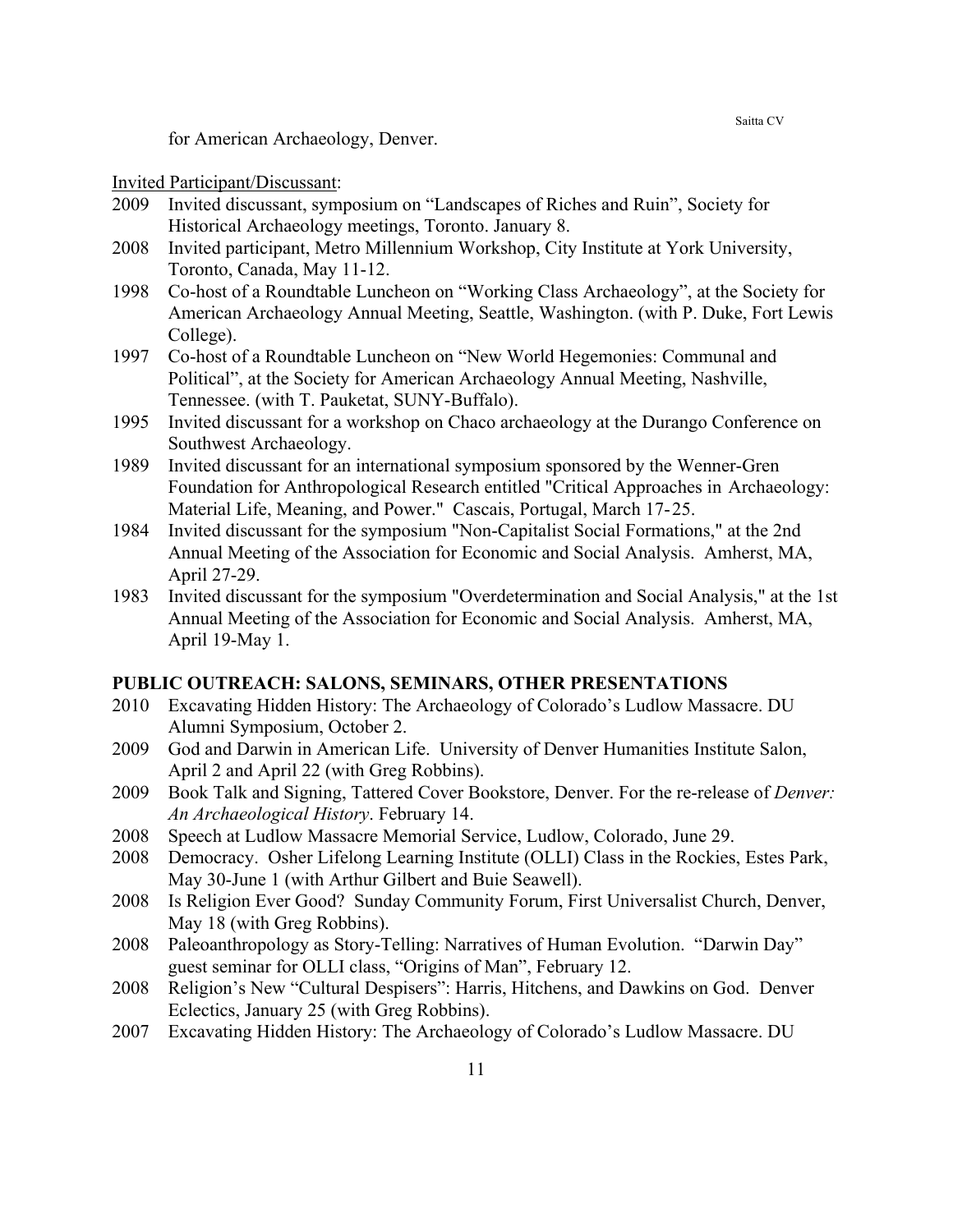for American Archaeology, Denver.

Invited Participant/Discussant:

- 2009 Invited discussant, symposium on "Landscapes of Riches and Ruin", Society for Historical Archaeology meetings, Toronto. January 8.
- 2008 Invited participant, Metro Millennium Workshop, City Institute at York University, Toronto, Canada, May 11-12.
- 1998 Co-host of a Roundtable Luncheon on "Working Class Archaeology", at the Society for American Archaeology Annual Meeting, Seattle, Washington. (with P. Duke, Fort Lewis College).
- 1997 Co-host of a Roundtable Luncheon on "New World Hegemonies: Communal and Political", at the Society for American Archaeology Annual Meeting, Nashville, Tennessee. (with T. Pauketat, SUNY-Buffalo).
- 1995 Invited discussant for a workshop on Chaco archaeology at the Durango Conference on Southwest Archaeology.
- 1989 Invited discussant for an international symposium sponsored by the Wenner-Gren Foundation for Anthropological Research entitled "Critical Approaches in Archaeology: Material Life, Meaning, and Power." Cascais, Portugal, March 17-25.
- 1984 Invited discussant for the symposium "Non-Capitalist Social Formations," at the 2nd Annual Meeting of the Association for Economic and Social Analysis. Amherst, MA, April 27-29.
- 1983 Invited discussant for the symposium "Overdetermination and Social Analysis," at the 1st Annual Meeting of the Association for Economic and Social Analysis. Amherst, MA, April 19-May 1.

## PUBLIC OUTREACH: SALONS, SEMINARS, OTHER PRESENTATIONS

- 2010 Excavating Hidden History: The Archaeology of Colorado's Ludlow Massacre. DU Alumni Symposium, October 2.
- 2009 God and Darwin in American Life. University of Denver Humanities Institute Salon, April 2 and April 22 (with Greg Robbins).
- 2009 Book Talk and Signing, Tattered Cover Bookstore, Denver. For the re-release of *Denver: An Archaeological History*. February 14.
- 2008 Speech at Ludlow Massacre Memorial Service, Ludlow, Colorado, June 29.
- 2008 Democracy. Osher Lifelong Learning Institute (OLLI) Class in the Rockies, Estes Park, May 30-June 1 (with Arthur Gilbert and Buie Seawell).
- 2008 Is Religion Ever Good? Sunday Community Forum, First Universalist Church, Denver, May 18 (with Greg Robbins).
- 2008 Paleoanthropology as Story-Telling: Narratives of Human Evolution. "Darwin Day" guest seminar for OLLI class, "Origins of Man", February 12.
- 2008 Religion's New "Cultural Despisers": Harris, Hitchens, and Dawkins on God. Denver Eclectics, January 25 (with Greg Robbins).
- 2007 Excavating Hidden History: The Archaeology of Colorado's Ludlow Massacre. DU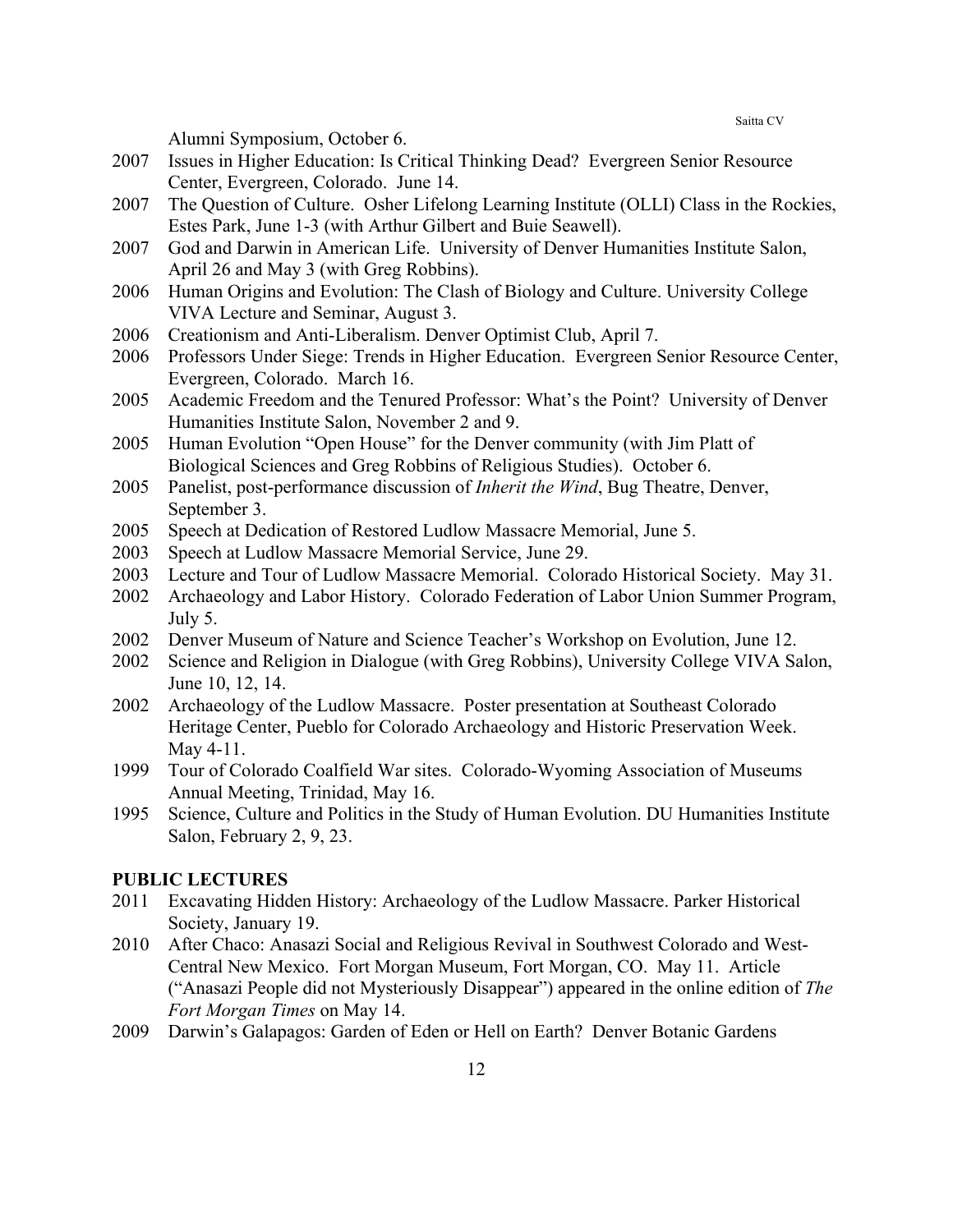Alumni Symposium, October 6.

- 2007 Issues in Higher Education: Is Critical Thinking Dead? Evergreen Senior Resource Center, Evergreen, Colorado. June 14.
- 2007 The Question of Culture. Osher Lifelong Learning Institute (OLLI) Class in the Rockies, Estes Park, June 1-3 (with Arthur Gilbert and Buie Seawell).
- 2007 God and Darwin in American Life. University of Denver Humanities Institute Salon, April 26 and May 3 (with Greg Robbins).
- 2006 Human Origins and Evolution: The Clash of Biology and Culture. University College VIVA Lecture and Seminar, August 3.
- 2006 Creationism and Anti-Liberalism. Denver Optimist Club, April 7.
- 2006 Professors Under Siege: Trends in Higher Education. Evergreen Senior Resource Center, Evergreen, Colorado. March 16.
- 2005 Academic Freedom and the Tenured Professor: What's the Point? University of Denver Humanities Institute Salon, November 2 and 9.
- 2005 Human Evolution "Open House" for the Denver community (with Jim Platt of Biological Sciences and Greg Robbins of Religious Studies). October 6.
- 2005 Panelist, post-performance discussion of *Inherit the Wind*, Bug Theatre, Denver, September 3.
- 2005 Speech at Dedication of Restored Ludlow Massacre Memorial, June 5.
- 2003 Speech at Ludlow Massacre Memorial Service, June 29.
- 2003 Lecture and Tour of Ludlow Massacre Memorial. Colorado Historical Society. May 31.
- 2002 Archaeology and Labor History. Colorado Federation of Labor Union Summer Program, July 5.
- 2002 Denver Museum of Nature and Science Teacher's Workshop on Evolution, June 12.
- 2002 Science and Religion in Dialogue (with Greg Robbins), University College VIVA Salon, June 10, 12, 14.
- 2002 Archaeology of the Ludlow Massacre. Poster presentation at Southeast Colorado Heritage Center, Pueblo for Colorado Archaeology and Historic Preservation Week. May 4-11.
- 1999 Tour of Colorado Coalfield War sites. Colorado-Wyoming Association of Museums Annual Meeting, Trinidad, May 16.
- 1995 Science, Culture and Politics in the Study of Human Evolution. DU Humanities Institute Salon, February 2, 9, 23.

## PUBLIC LECTURES

- 2011 Excavating Hidden History: Archaeology of the Ludlow Massacre. Parker Historical Society, January 19.
- 2010 After Chaco: Anasazi Social and Religious Revival in Southwest Colorado and West-Central New Mexico. Fort Morgan Museum, Fort Morgan, CO. May 11. Article ("Anasazi People did not Mysteriously Disappear") appeared in the online edition of *The Fort Morgan Times* on May 14.
- 2009 Darwin's Galapagos: Garden of Eden or Hell on Earth? Denver Botanic Gardens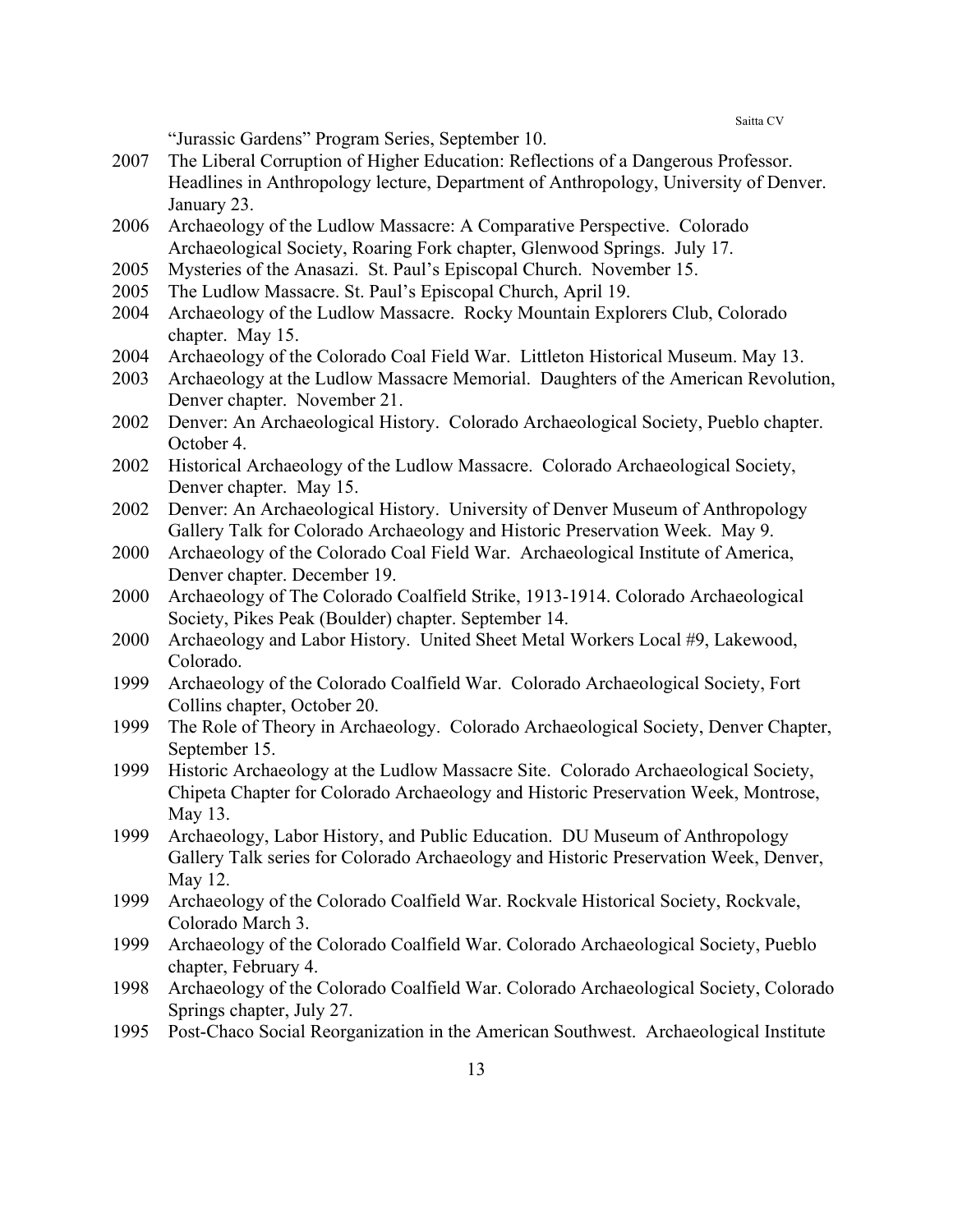"Jurassic Gardens" Program Series, September 10.

2007 The Liberal Corruption of Higher Education: Reflections of a Dangerous Professor. Headlines in Anthropology lecture, Department of Anthropology, University of Denver. January 23.

2006 Archaeology of the Ludlow Massacre: A Comparative Perspective. Colorado Archaeological Society, Roaring Fork chapter, Glenwood Springs. July 17.

2005 Mysteries of the Anasazi. St. Paul's Episcopal Church. November 15.

2005 The Ludlow Massacre. St. Paul's Episcopal Church, April 19.

2004 Archaeology of the Ludlow Massacre. Rocky Mountain Explorers Club, Colorado chapter. May 15.

2004 Archaeology of the Colorado Coal Field War. Littleton Historical Museum. May 13.

2003 Archaeology at the Ludlow Massacre Memorial. Daughters of the American Revolution, Denver chapter. November 21.

2002 Denver: An Archaeological History. Colorado Archaeological Society, Pueblo chapter. October 4.

2002 Historical Archaeology of the Ludlow Massacre. Colorado Archaeological Society, Denver chapter. May 15.

2002 Denver: An Archaeological History. University of Denver Museum of Anthropology Gallery Talk for Colorado Archaeology and Historic Preservation Week. May 9.

2000 Archaeology of the Colorado Coal Field War. Archaeological Institute of America, Denver chapter. December 19.

2000 Archaeology of The Colorado Coalfield Strike, 1913-1914. Colorado Archaeological Society, Pikes Peak (Boulder) chapter. September 14.

2000 Archaeology and Labor History. United Sheet Metal Workers Local #9, Lakewood, Colorado.

1999 Archaeology of the Colorado Coalfield War. Colorado Archaeological Society, Fort Collins chapter, October 20.

1999 The Role of Theory in Archaeology. Colorado Archaeological Society, Denver Chapter, September 15.

1999 Historic Archaeology at the Ludlow Massacre Site. Colorado Archaeological Society, Chipeta Chapter for Colorado Archaeology and Historic Preservation Week, Montrose, May 13.

1999 Archaeology, Labor History, and Public Education. DU Museum of Anthropology Gallery Talk series for Colorado Archaeology and Historic Preservation Week, Denver, May 12.

1999 Archaeology of the Colorado Coalfield War. Rockvale Historical Society, Rockvale, Colorado March 3.

1999 Archaeology of the Colorado Coalfield War. Colorado Archaeological Society, Pueblo chapter, February 4.

1998 Archaeology of the Colorado Coalfield War. Colorado Archaeological Society, Colorado Springs chapter, July 27.

1995 Post-Chaco Social Reorganization in the American Southwest. Archaeological Institute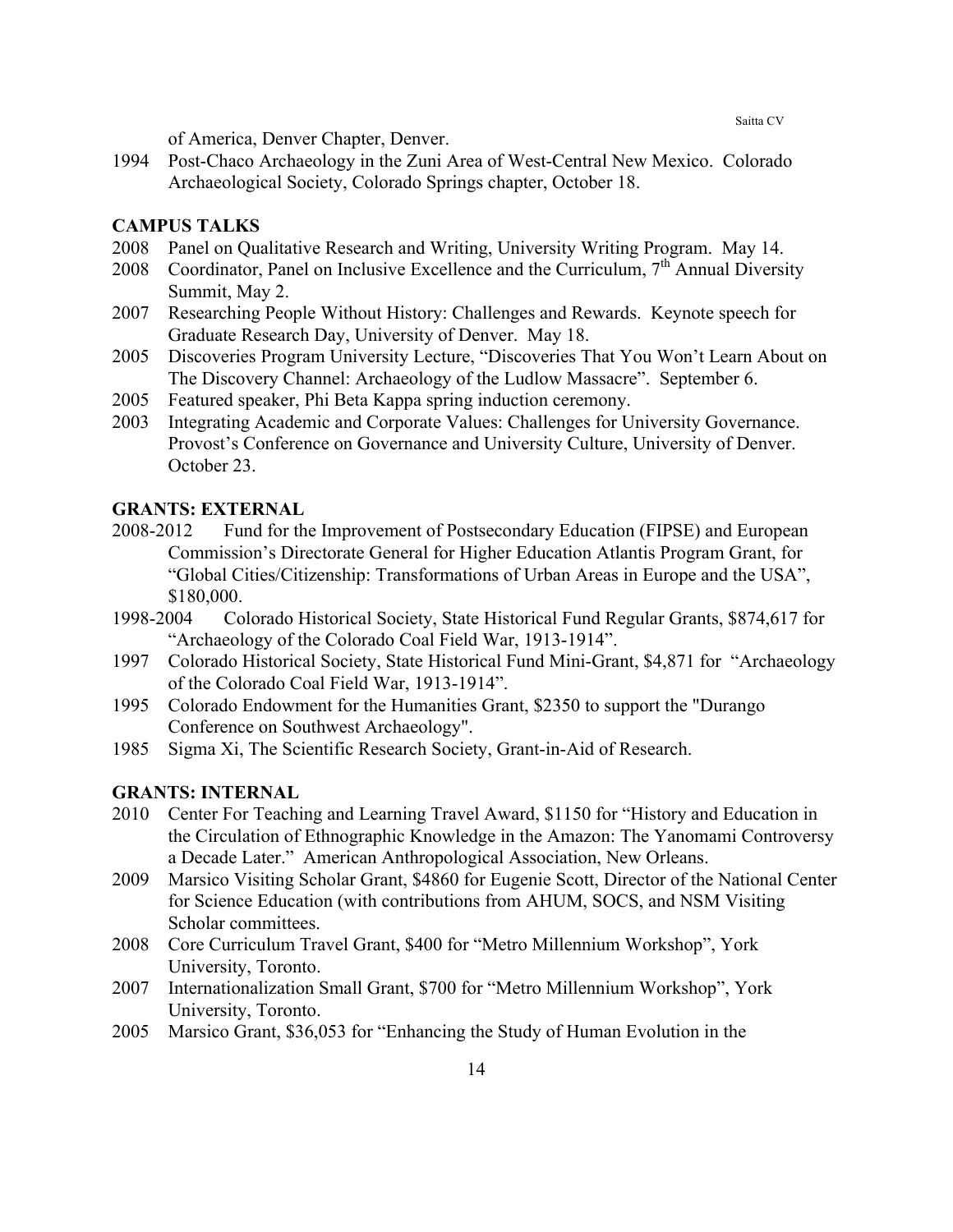of America, Denver Chapter, Denver.

1994 Post-Chaco Archaeology in the Zuni Area of West-Central New Mexico. Colorado Archaeological Society, Colorado Springs chapter, October 18.

**CAMPUS TALKS**

2008 Panel on Qualitative Research and Writing, University Writing Program. May 14.

2008 Coordinator, Panel on Inclusive Excellence and the Curriculum, 7th Annual Diversity Summit, May 2.

2007 Researching People Without History: Challenges and Rewards. Keynote speech for Graduate Research Day, University of Denver. May 18.

2005 Discoveries Program University Lecture, "Discoveries That You Won't Learn About on The Discovery Channel: Archaeology of the Ludlow Massacre". September 6.

2005 Featured speaker, Phi Beta Kappa spring induction ceremony.

2003 Integrating Academic and Corporate Values: Challenges for University Governance. Provost's Conference on Governance and University Culture, University of Denver. October 23.

**GRANTS: EXTERNAL**

2008-2012 Fund for the Improvement of Postsecondary Education (FIPSE) and European Commission's Directorate General for Higher Education Atlantis Program Grant, for "Global Cities/Citizenship: Transformations of Urban Areas in Europe and the USA", \$180,000.

1998-2004 Colorado Historical Society, State Historical Fund Regular Grants, \$874,617 for "Archaeology of the Colorado Coal Field War, 1913-1914".

1997 Colorado Historical Society, State Historical Fund Mini-Grant, \$4,871 for "Archaeology of the Colorado Coal Field War, 1913-1914".

1995 Colorado Endowment for the Humanities Grant, \$2350 to support the "Durango Conference on Southwest Archaeology".

1985 Sigma Xi, The Scientific Research Society, Grant-in-Aid of Research.

**GRANTS: INTERNAL**

2010 Center For Teaching and Learning Travel Award, \$1150 for "History and Education in the Circulation of Ethnographic Knowledge in the Amazon: The Yanomami Controversy a Decade Later." American Anthropological Association, New Orleans.

2009 Marsico Visiting Scholar Grant, \$4860 for Eugenie Scott, Director of the National Center for Science Education (with contributions from AHUM, SOCS, and NSM Visiting Scholar committees.

2008 Core Curriculum Travel Grant, \$400 for "Metro Millennium Workshop", York University, Toronto.

2007 Internationalization Small Grant, \$700 for "Metro Millennium Workshop", York University, Toronto.

2005 Marsico Grant, \$36,053 for "Enhancing the Study of Human Evolution in the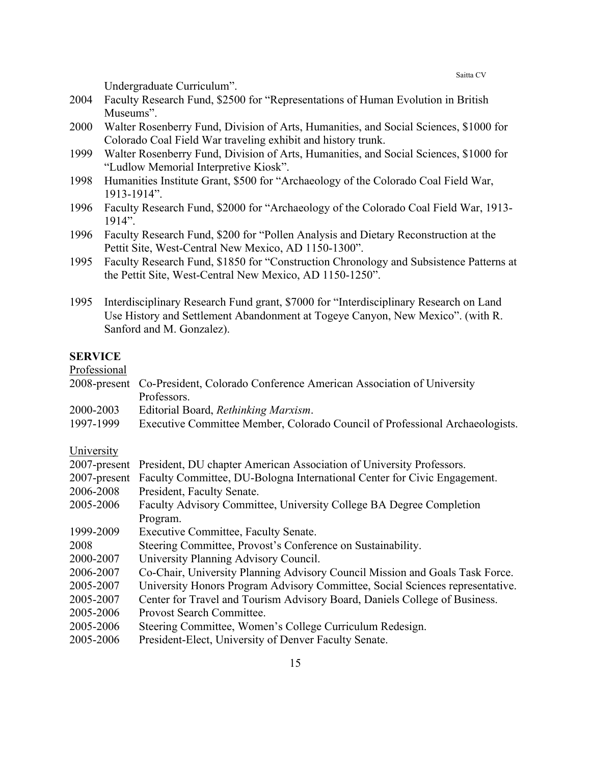Undergraduate Curriculum".

2004 Faculty Research Fund, $2500 for "Representations of Human Evolution in British Museums".

2000 Walter Rosenberry Fund, Division of Arts, Humanities, and Social Sciences, $1000 for Colorado Coal Field War traveling exhibit and history trunk.

1999 Walter Rosenberry Fund, Division of Arts, Humanities, and Social Sciences, $1000 for "Ludlow Memorial Interpretive Kiosk".

1998 Humanities Institute Grant, $500 for "Archaeology of the Colorado Coal Field War, 1913-1914".

1996 Faculty Research Fund, $2000 for "Archaeology of the Colorado Coal Field War, 1913-1914".

1996 Faculty Research Fund, $200 for "Pollen Analysis and Dietary Reconstruction at the Pettit Site, West-Central New Mexico, AD 1150-1300".

1995 Faculty Research Fund, $1850 for "Construction Chronology and Subsistence Patterns at the Pettit Site, West-Central New Mexico, AD 1150-1250".

1995 Interdisciplinary Research Fund grant, $7000 for "Interdisciplinary Research on Land Use History and Settlement Abandonment at Togeye Canyon, New Mexico". (with R. Sanford and M. Gonzalez).

## SERVICE

Professional

2008-present Co-President, Colorado Conference American Association of University Professors.

2000-2003 Editorial Board, *Rethinking Marxism*.

1997-1999 Executive Committee Member, Colorado Council of Professional Archaeologists.

University

2007-present President, DU chapter American Association of University Professors.

2007-present Faculty Committee, DU-Bologna International Center for Civic Engagement.

2006-2008 President, Faculty Senate.

2005-2006 Faculty Advisory Committee, University College BA Degree Completion Program.

1999-2009 Executive Committee, Faculty Senate.

2008 Steering Committee, Provost's Conference on Sustainability.

2000-2007 University Planning Advisory Council.

2006-2007 Co-Chair, University Planning Advisory Council Mission and Goals Task Force.

2005-2007 University Honors Program Advisory Committee, Social Sciences representative.

2005-2007 Center for Travel and Tourism Advisory Board, Daniels College of Business.

2005-2006 Provost Search Committee.

2005-2006 Steering Committee, Women's College Curriculum Redesign.

2005-2006 President-Elect, University of Denver Faculty Senate.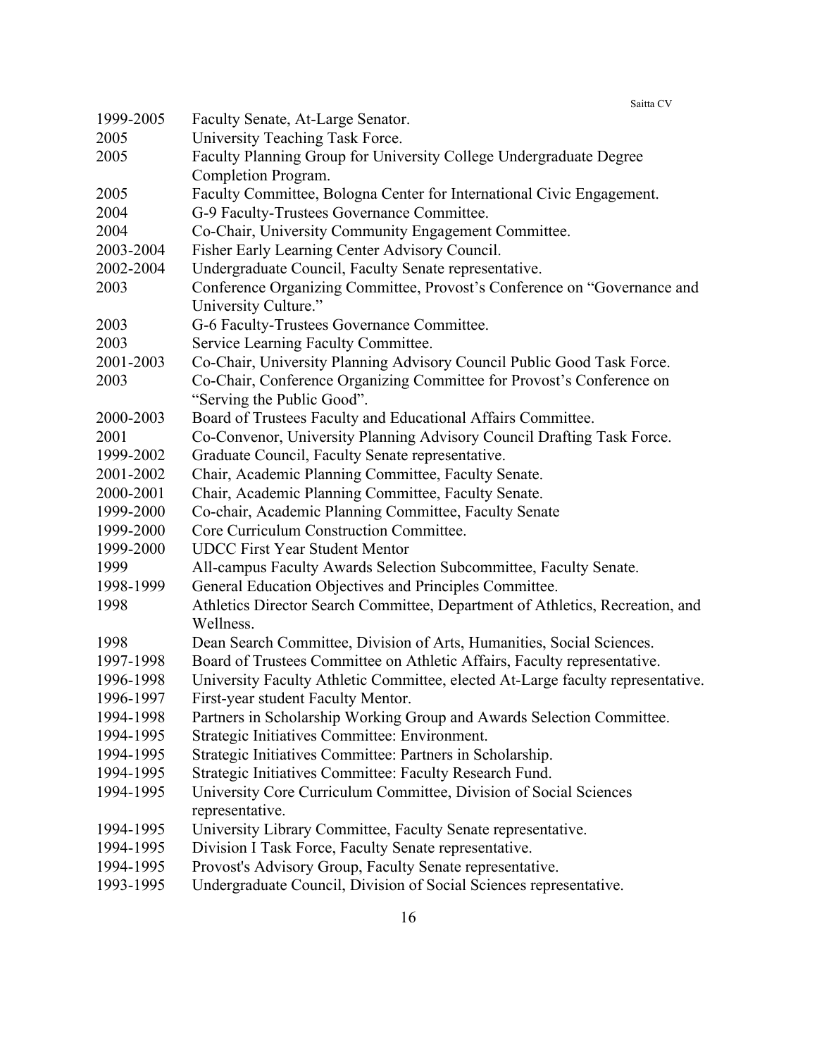| | |
|---|---|
| 1999-2005 | Faculty Senate, At-Large Senator. |
| 2005 | University Teaching Task Force. |
| 2005 | Faculty Planning Group for University College Undergraduate Degree Completion Program. |
| 2005 | Faculty Committee, Bologna Center for International Civic Engagement. |
| 2004 | G-9 Faculty-Trustees Governance Committee. |
| 2004 | Co-Chair, University Community Engagement Committee. |
| 2003-2004 | Fisher Early Learning Center Advisory Council. |
| 2002-2004 | Undergraduate Council, Faculty Senate representative. |
| 2003 | Conference Organizing Committee, Provost's Conference on "Governance and University Culture." |
| 2003 | G-6 Faculty-Trustees Governance Committee. |
| 2003 | Service Learning Faculty Committee. |
| 2001-2003 | Co-Chair, University Planning Advisory Council Public Good Task Force. |
| 2003 | Co-Chair, Conference Organizing Committee for Provost's Conference on "Serving the Public Good". |
| 2000-2003 | Board of Trustees Faculty and Educational Affairs Committee. |
| 2001 | Co-Convenor, University Planning Advisory Council Drafting Task Force. |
| 1999-2002 | Graduate Council, Faculty Senate representative. |
| 2001-2002 | Chair, Academic Planning Committee, Faculty Senate. |
| 2000-2001 | Chair, Academic Planning Committee, Faculty Senate. |
| 1999-2000 | Co-chair, Academic Planning Committee, Faculty Senate |
| 1999-2000 | Core Curriculum Construction Committee. |
| 1999-2000 | UDCC First Year Student Mentor |
| 1999 | All-campus Faculty Awards Selection Subcommittee, Faculty Senate. |
| 1998-1999 | General Education Objectives and Principles Committee. |
| 1998 | Athletics Director Search Committee, Department of Athletics, Recreation, and Wellness. |
| 1998 | Dean Search Committee, Division of Arts, Humanities, Social Sciences. |
| 1997-1998 | Board of Trustees Committee on Athletic Affairs, Faculty representative. |
| 1996-1998 | University Faculty Athletic Committee, elected At-Large faculty representative. |
| 1996-1997 | First-year student Faculty Mentor. |
| 1994-1998 | Partners in Scholarship Working Group and Awards Selection Committee. |
| 1994-1995 | Strategic Initiatives Committee: Environment. |
| 1994-1995 | Strategic Initiatives Committee: Partners in Scholarship. |
| 1994-1995 | Strategic Initiatives Committee: Faculty Research Fund. |
| 1994-1995 | University Core Curriculum Committee, Division of Social Sciences representative. |
| 1994-1995 | University Library Committee, Faculty Senate representative. |
| 1994-1995 | Division I Task Force, Faculty Senate representative. |
| 1994-1995 | Provost's Advisory Group, Faculty Senate representative. |
| 1993-1995 | Undergraduate Council, Division of Social Sciences representative. |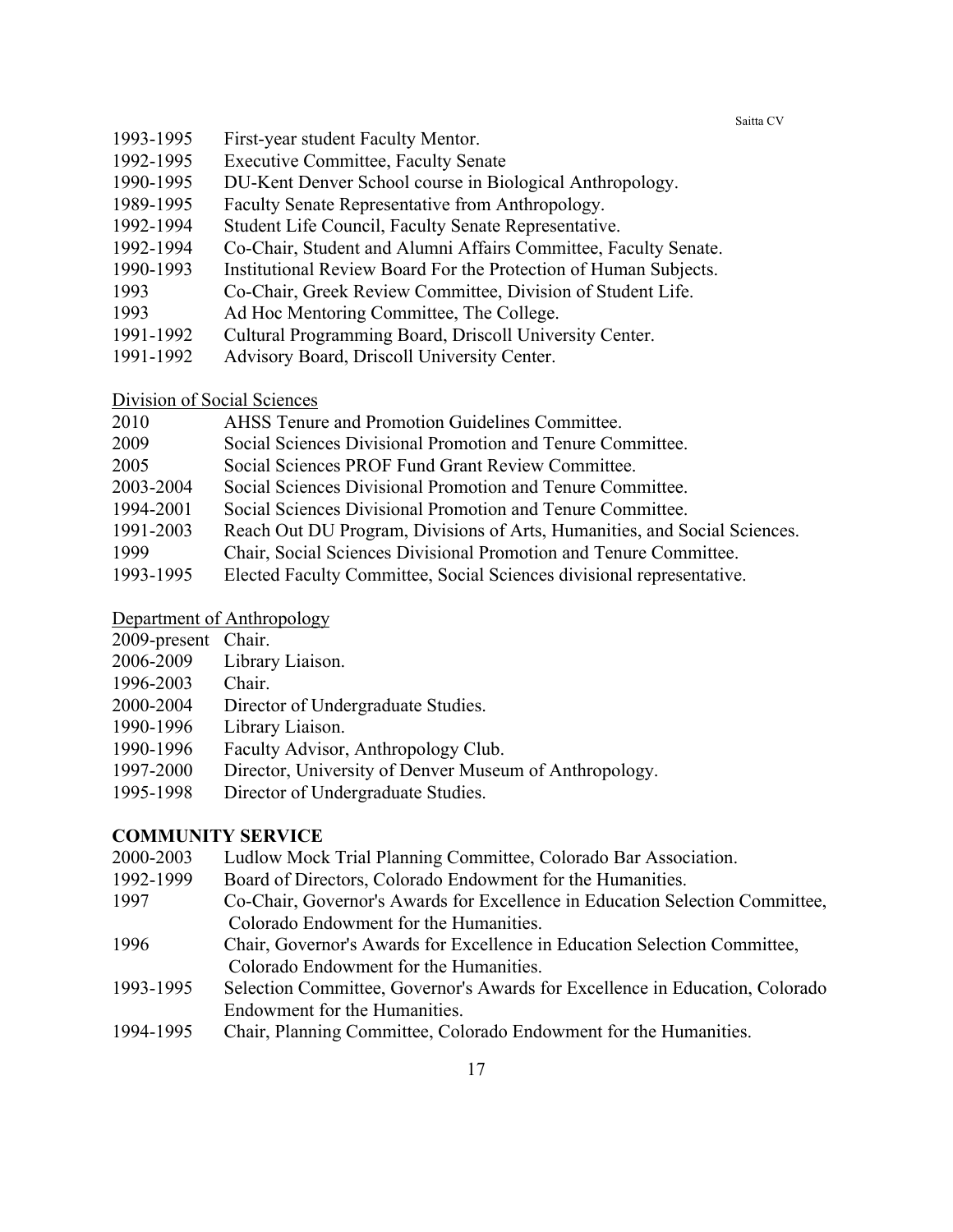1993-1995 First-year student Faculty Mentor.
1992-1995 Executive Committee, Faculty Senate
1990-1995 DU-Kent Denver School course in Biological Anthropology.
1989-1995 Faculty Senate Representative from Anthropology.
1992-1994 Student Life Council, Faculty Senate Representative.
1992-1994 Co-Chair, Student and Alumni Affairs Committee, Faculty Senate.
1990-1993 Institutional Review Board For the Protection of Human Subjects.
1993 Co-Chair, Greek Review Committee, Division of Student Life.
1993 Ad Hoc Mentoring Committee, The College.
1991-1992 Cultural Programming Board, Driscoll University Center.
1991-1992 Advisory Board, Driscoll University Center.

<u>Division of Social Sciences</u>

2010 AHSS Tenure and Promotion Guidelines Committee.
2009 Social Sciences Divisional Promotion and Tenure Committee.
2005 Social Sciences PROF Fund Grant Review Committee.
2003-2004 Social Sciences Divisional Promotion and Tenure Committee.
1994-2001 Social Sciences Divisional Promotion and Tenure Committee.
1991-2003 Reach Out DU Program, Divisions of Arts, Humanities, and Social Sciences.
1999 Chair, Social Sciences Divisional Promotion and Tenure Committee.
1993-1995 Elected Faculty Committee, Social Sciences divisional representative.

<u>Department of Anthropology</u>

2009-present Chair.
2006-2009 Library Liaison.
1996-2003 Chair.
2000-2004 Director of Undergraduate Studies.
1990-1996 Library Liaison.
1990-1996 Faculty Advisor, Anthropology Club.
1997-2000 Director, University of Denver Museum of Anthropology.
1995-1998 Director of Undergraduate Studies.

**COMMUNITY SERVICE**

2000-2003 Ludlow Mock Trial Planning Committee, Colorado Bar Association.
1992-1999 Board of Directors, Colorado Endowment for the Humanities.
1997 Co-Chair, Governor's Awards for Excellence in Education Selection Committee, Colorado Endowment for the Humanities.
1996 Chair, Governor's Awards for Excellence in Education Selection Committee, Colorado Endowment for the Humanities.
1993-1995 Selection Committee, Governor's Awards for Excellence in Education, Colorado Endowment for the Humanities.
1994-1995 Chair, Planning Committee, Colorado Endowment for the Humanities.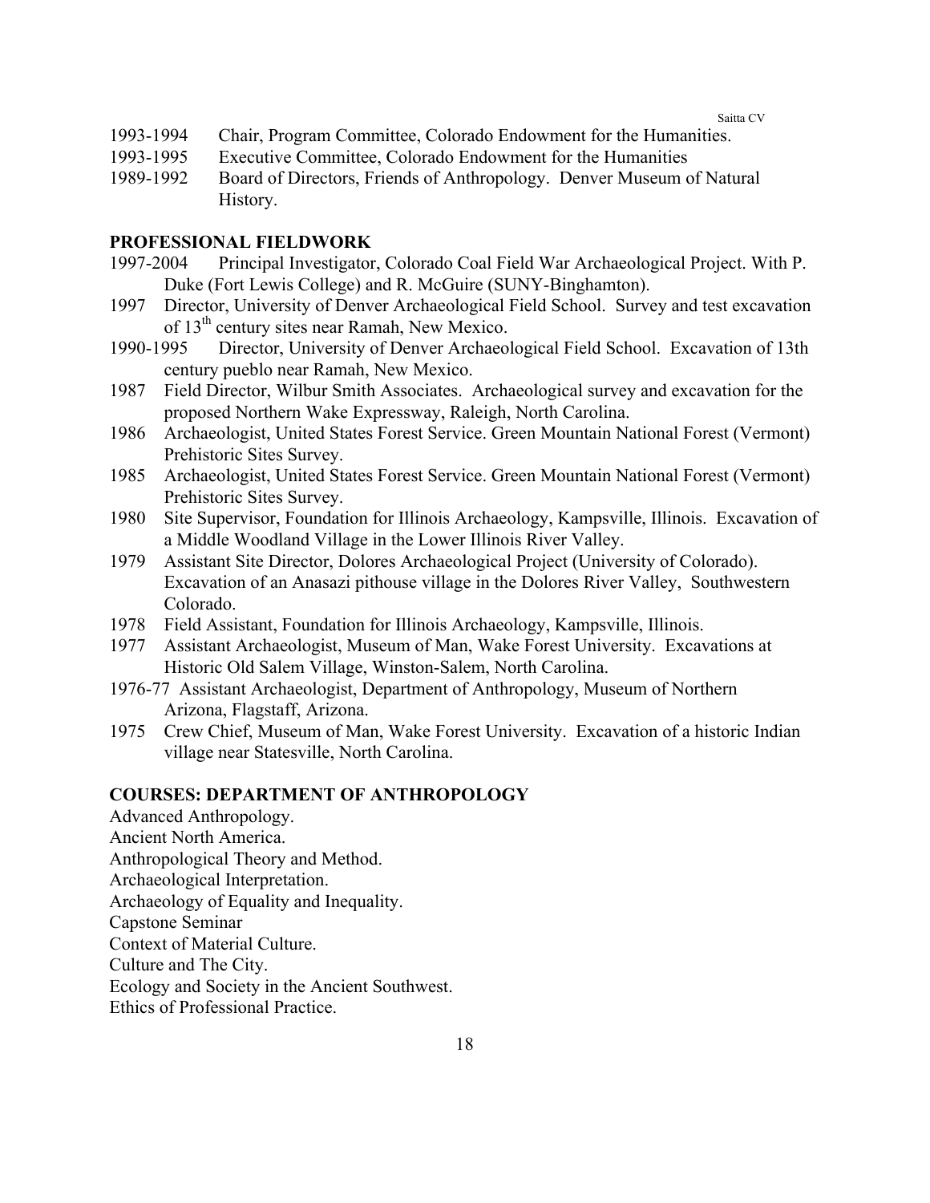1993-1994 Chair, Program Committee, Colorado Endowment for the Humanities.
1993-1995 Executive Committee, Colorado Endowment for the Humanities
1989-1992 Board of Directors, Friends of Anthropology. Denver Museum of Natural History.

## PROFESSIONAL FIELDWORK

1997-2004 Principal Investigator, Colorado Coal Field War Archaeological Project. With P. Duke (Fort Lewis College) and R. McGuire (SUNY-Binghamton).
1997 Director, University of Denver Archaeological Field School. Survey and test excavation of 13th century sites near Ramah, New Mexico.
1990-1995 Director, University of Denver Archaeological Field School. Excavation of 13th century pueblo near Ramah, New Mexico.
1987 Field Director, Wilbur Smith Associates. Archaeological survey and excavation for the proposed Northern Wake Expressway, Raleigh, North Carolina.
1986 Archaeologist, United States Forest Service. Green Mountain National Forest (Vermont) Prehistoric Sites Survey.
1985 Archaeologist, United States Forest Service. Green Mountain National Forest (Vermont) Prehistoric Sites Survey.
1980 Site Supervisor, Foundation for Illinois Archaeology, Kampsville, Illinois. Excavation of a Middle Woodland Village in the Lower Illinois River Valley.
1979 Assistant Site Director, Dolores Archaeological Project (University of Colorado). Excavation of an Anasazi pithouse village in the Dolores River Valley, Southwestern Colorado.
1978 Field Assistant, Foundation for Illinois Archaeology, Kampsville, Illinois.
1977 Assistant Archaeologist, Museum of Man, Wake Forest University. Excavations at Historic Old Salem Village, Winston-Salem, North Carolina.
1976-77 Assistant Archaeologist, Department of Anthropology, Museum of Northern Arizona, Flagstaff, Arizona.
1975 Crew Chief, Museum of Man, Wake Forest University. Excavation of a historic Indian village near Statesville, North Carolina.

## COURSES: DEPARTMENT OF ANTHROPOLOGY

Advanced Anthropology.
Ancient North America.
Anthropological Theory and Method.
Archaeological Interpretation.
Archaeology of Equality and Inequality.
Capstone Seminar
Context of Material Culture.
Culture and The City.
Ecology and Society in the Ancient Southwest.
Ethics of Professional Practice.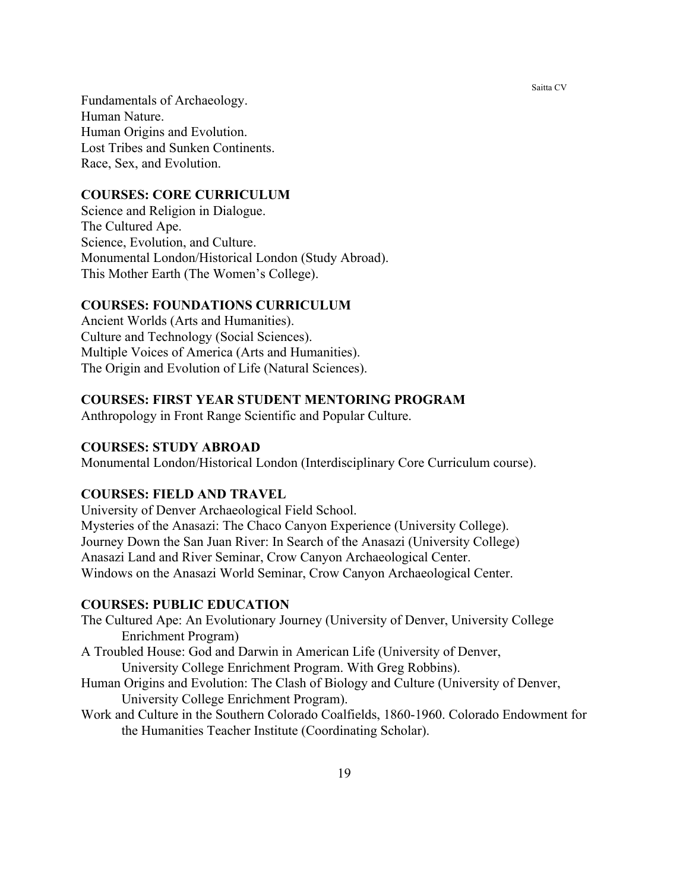Fundamentals of Archaeology.
Human Nature.
Human Origins and Evolution.
Lost Tribes and Sunken Continents.
Race, Sex, and Evolution.

## COURSES: CORE CURRICULUM

Science and Religion in Dialogue.
The Cultured Ape.
Science, Evolution, and Culture.
Monumental London/Historical London (Study Abroad).
This Mother Earth (The Women's College).

## COURSES: FOUNDATIONS CURRICULUM

Ancient Worlds (Arts and Humanities).
Culture and Technology (Social Sciences).
Multiple Voices of America (Arts and Humanities).
The Origin and Evolution of Life (Natural Sciences).

## COURSES: FIRST YEAR STUDENT MENTORING PROGRAM

Anthropology in Front Range Scientific and Popular Culture.

## COURSES: STUDY ABROAD

Monumental London/Historical London (Interdisciplinary Core Curriculum course).

## COURSES: FIELD AND TRAVEL

University of Denver Archaeological Field School.
Mysteries of the Anasazi: The Chaco Canyon Experience (University College).
Journey Down the San Juan River: In Search of the Anasazi (University College)
Anasazi Land and River Seminar, Crow Canyon Archaeological Center.
Windows on the Anasazi World Seminar, Crow Canyon Archaeological Center.

## COURSES: PUBLIC EDUCATION

The Cultured Ape: An Evolutionary Journey (University of Denver, University College Enrichment Program)

A Troubled House: God and Darwin in American Life (University of Denver, University College Enrichment Program. With Greg Robbins).

Human Origins and Evolution: The Clash of Biology and Culture (University of Denver, University College Enrichment Program).

Work and Culture in the Southern Colorado Coalfields, 1860-1960. Colorado Endowment for the Humanities Teacher Institute (Coordinating Scholar).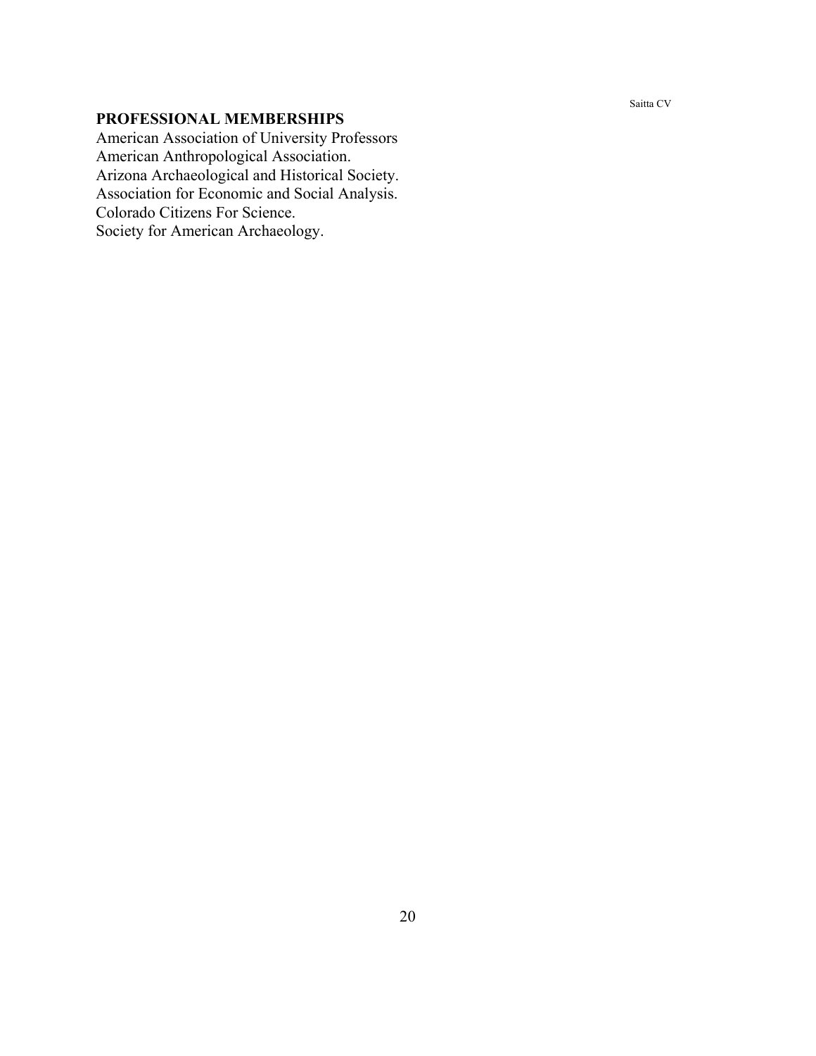## PROFESSIONAL MEMBERSHIPS

American Association of University Professors
American Anthropological Association.
Arizona Archaeological and Historical Society.
Association for Economic and Social Analysis.
Colorado Citizens For Science.
Society for American Archaeology.